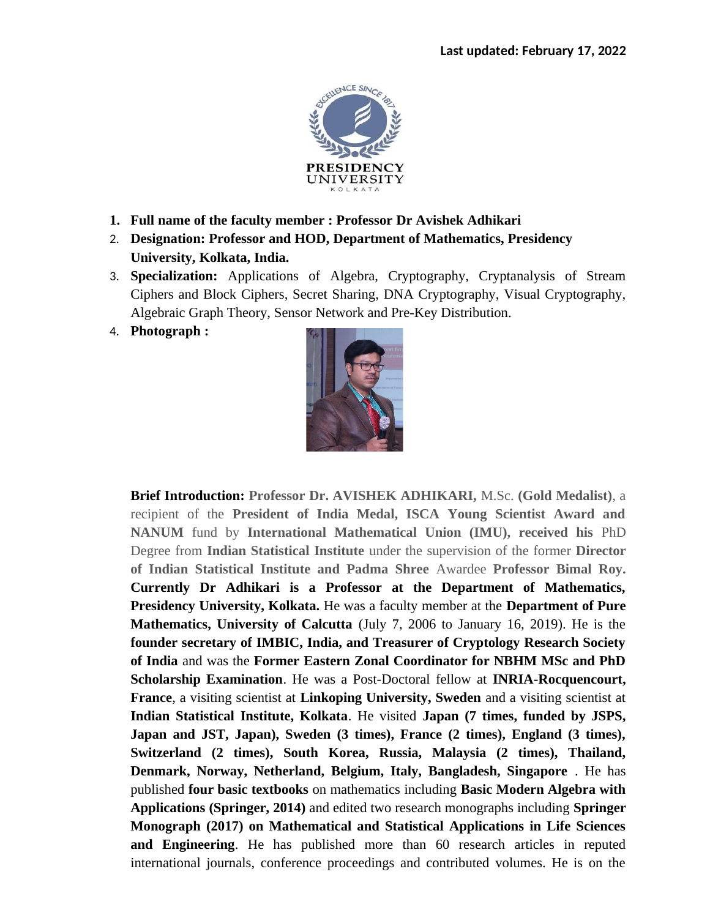**Last updated: February 17, 2022**

1. **Full name of the faculty member : Professor Dr Avishek Adhikari**
2. **Designation: Professor and HOD, Department of Mathematics, Presidency University, Kolkata, India.**
3. **Specialization:** Applications of Algebra, Cryptography, Cryptanalysis of Stream Ciphers and Block Ciphers, Secret Sharing, DNA Cryptography, Visual Cryptography, Algebraic Graph Theory, Sensor Network and Pre-Key Distribution.
4. **Photograph :**

**Brief Introduction: Professor Dr. AVISHEK ADHIKARI,** M.Sc. **(Gold Medalist)**, a recipient of the **President of India Medal, ISCA Young Scientist Award and NANUM** fund by **International Mathematical Union (IMU), received his** PhD Degree from **Indian Statistical Institute** under the supervision of the former **Director of Indian Statistical Institute and Padma Shree** Awardee **Professor Bimal Roy. Currently Dr Adhikari is a Professor at the Department of Mathematics, Presidency University, Kolkata.** He was a faculty member at the **Department of Pure Mathematics, University of Calcutta** (July 7, 2006 to January 16, 2019). He is the **founder secretary of IMBIC, India, and Treasurer of Cryptology Research Society of India** and was the **Former Eastern Zonal Coordinator for NBHM MSc and PhD Scholarship Examination**. He was a Post-Doctoral fellow at **INRIA-Rocquencourt, France**, a visiting scientist at **Linkoping University, Sweden** and a visiting scientist at **Indian Statistical Institute, Kolkata**. He visited **Japan (7 times, funded by JSPS, Japan and JST, Japan), Sweden (3 times), France (2 times), England (3 times), Switzerland (2 times), South Korea, Russia, Malaysia (2 times), Thailand, Denmark, Norway, Netherland, Belgium, Italy, Bangladesh, Singapore** . He has published **four basic textbooks** on mathematics including **Basic Modern Algebra with Applications (Springer, 2014)** and edited two research monographs including **Springer Monograph (2017) on Mathematical and Statistical Applications in Life Sciences and Engineering**. He has published more than 60 research articles in reputed international journals, conference proceedings and contributed volumes. He is on the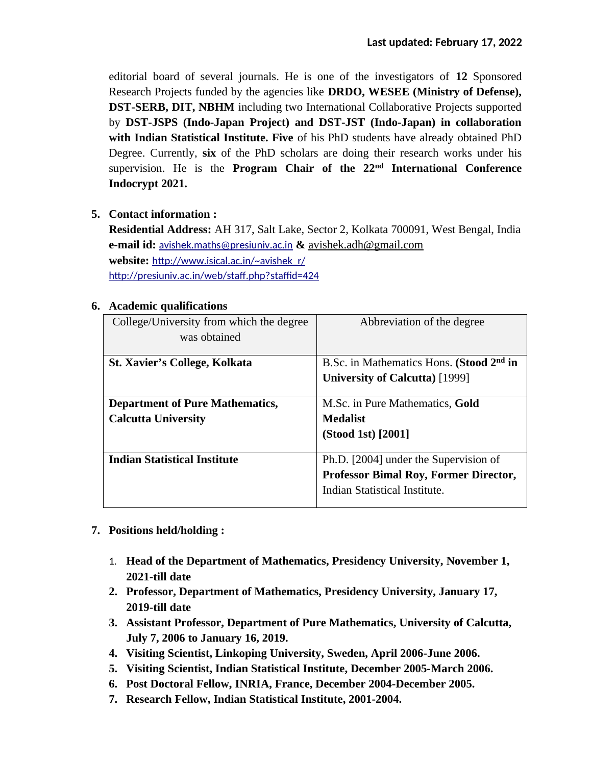editorial board of several journals. He is one of the investigators of **12** Sponsored Research Projects funded by the agencies like **DRDO, WESEE (Ministry of Defense), DST-SERB, DIT, NBHM** including two International Collaborative Projects supported by **DST-JSPS (Indo-Japan Project) and DST-JST (Indo-Japan) in collaboration with Indian Statistical Institute. Five** of his PhD students have already obtained PhD Degree. Currently, **six** of the PhD scholars are doing their research works under his supervision. He is the **Program Chair of the 22nd International Conference Indocrypt 2021.**

5. **Contact information :**

**Residential Address:** AH 317, Salt Lake, Sector 2, Kolkata 700091, West Bengal, India
**e-mail id:** avishek.maths@presiuniv.ac.in **&** avishek.adh@gmail.com
**website:** http://www.isical.ac.in/~avishek_r/
http://presiuniv.ac.in/web/staff.php?staffid=424

6. **Academic qualifications**

| College/University from which the degree was obtained | Abbreviation of the degree |
| --- | --- |
| **St. Xavier's College, Kolkata** | B.Sc. in Mathematics Hons. **(Stood 2nd in University of Calcutta)** [1999] |
| **Department of Pure Mathematics, Calcutta University** | M.Sc. in Pure Mathematics, **Gold Medalist (Stood 1st) [2001]** |
| **Indian Statistical Institute** | Ph.D. [2004] under the Supervision of **Professor Bimal Roy, Former Director,** Indian Statistical Institute. |

7. **Positions held/holding :**

1. **Head of the Department of Mathematics, Presidency University, November 1, 2021-till date**
2. **Professor, Department of Mathematics, Presidency University, January 17, 2019-till date**
3. **Assistant Professor, Department of Pure Mathematics, University of Calcutta, July 7, 2006 to January 16, 2019.**
4. **Visiting Scientist, Linkoping University, Sweden, April 2006-June 2006.**
5. **Visiting Scientist, Indian Statistical Institute, December 2005-March 2006.**
6. **Post Doctoral Fellow, INRIA, France, December 2004-December 2005.**
7. **Research Fellow, Indian Statistical Institute, 2001-2004.**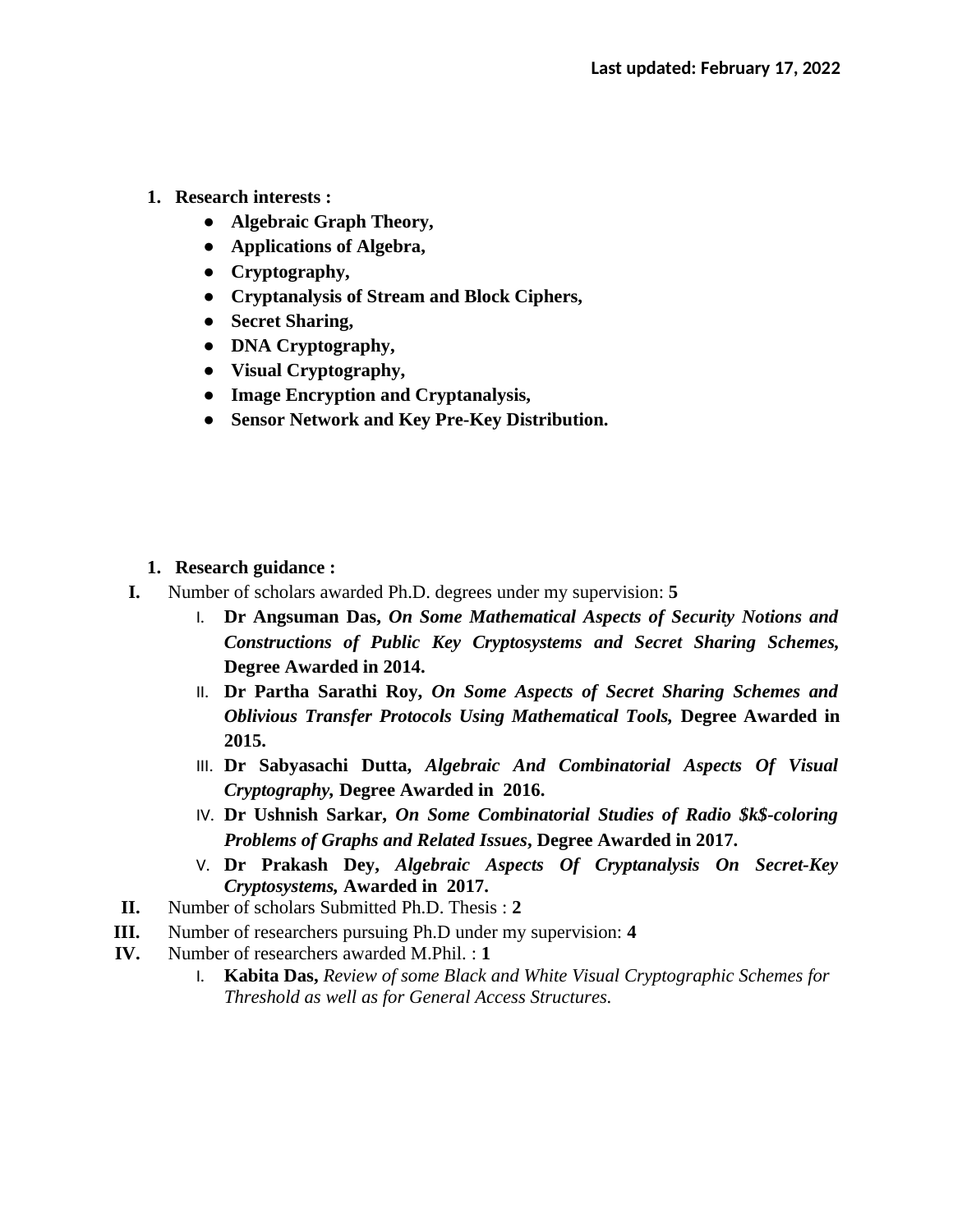**Last updated: February 17, 2022**

1. **Research interests :**
   - **Algebraic Graph Theory,**
   - **Applications of Algebra,**
   - **Cryptography,**
   - **Cryptanalysis of Stream and Block Ciphers,**
   - **Secret Sharing,**
   - **DNA Cryptography,**
   - **Visual Cryptography,**
   - **Image Encryption and Cryptanalysis,**
   - **Sensor Network and Key Pre-Key Distribution.**

1. **Research guidance :**

**I.** Number of scholars awarded Ph.D. degrees under my supervision: **5**

   I. **Dr Angsuman Das,** ***On Some Mathematical Aspects of Security Notions and Constructions of Public Key Cryptosystems and Secret Sharing Schemes,*** **Degree Awarded in 2014.**

   II. **Dr Partha Sarathi Roy,** ***On Some Aspects of Secret Sharing Schemes and Oblivious Transfer Protocols Using Mathematical Tools,*** **Degree Awarded in 2015.**

   III. **Dr Sabyasachi Dutta,** ***Algebraic And Combinatorial Aspects Of Visual Cryptography,*** **Degree Awarded in 2016.**

   IV. **Dr Ushnish Sarkar,** ***On Some Combinatorial Studies of Radio $k$-coloring Problems of Graphs and Related Issues*****, Degree Awarded in 2017.**

   V. **Dr Prakash Dey,** ***Algebraic Aspects Of Cryptanalysis On Secret-Key Cryptosystems,*** **Awarded in 2017.**

**II.** Number of scholars Submitted Ph.D. Thesis : **2**

**III.** Number of researchers pursuing Ph.D under my supervision: **4**

**IV.** Number of researchers awarded M.Phil. : **1**

   I. **Kabita Das,** *Review of some Black and White Visual Cryptographic Schemes for Threshold as well as for General Access Structures.*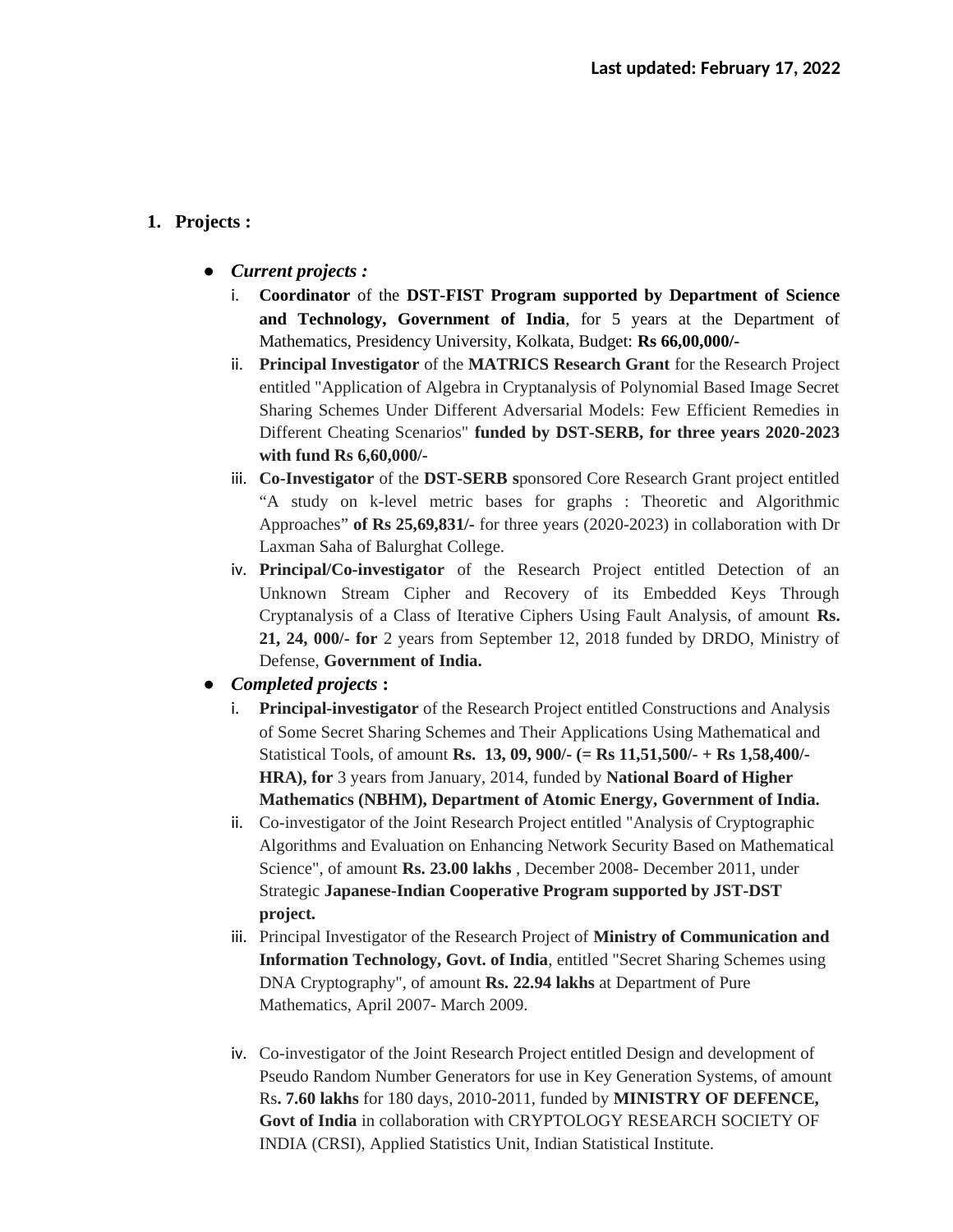**Last updated: February 17, 2022**

1. **Projects :**

- ***Current projects :***
  1. **Coordinator** of the **DST-FIST Program supported by Department of Science and Technology, Government of India**, for 5 years at the Department of Mathematics, Presidency University, Kolkata, Budget: **Rs 66,00,000/-**
  2. **Principal Investigator** of the **MATRICS Research Grant** for the Research Project entitled "Application of Algebra in Cryptanalysis of Polynomial Based Image Secret Sharing Schemes Under Different Adversarial Models: Few Efficient Remedies in Different Cheating Scenarios" **funded by DST-SERB, for three years 2020-2023 with fund Rs 6,60,000/-**
  3. **Co-Investigator** of the **DST-SERB s**ponsored Core Research Grant project entitled "A study on k-level metric bases for graphs : Theoretic and Algorithmic Approaches" **of Rs 25,69,831/-** for three years (2020-2023) in collaboration with Dr Laxman Saha of Balurghat College.
  4. **Principal/Co-investigator** of the Research Project entitled Detection of an Unknown Stream Cipher and Recovery of its Embedded Keys Through Cryptanalysis of a Class of Iterative Ciphers Using Fault Analysis, of amount **Rs. 21, 24, 000/- for** 2 years from September 12, 2018 funded by DRDO, Ministry of Defense, **Government of India.**
- ***Completed projects* :**
  1. **Principal-investigator** of the Research Project entitled Constructions and Analysis of Some Secret Sharing Schemes and Their Applications Using Mathematical and Statistical Tools, of amount **Rs. 13, 09, 900/- (= Rs 11,51,500/- + Rs 1,58,400/- HRA), for** 3 years from January, 2014, funded by **National Board of Higher Mathematics (NBHM), Department of Atomic Energy, Government of India.**
  2. Co-investigator of the Joint Research Project entitled "Analysis of Cryptographic Algorithms and Evaluation on Enhancing Network Security Based on Mathematical Science", of amount **Rs. 23.00 lakhs** , December 2008- December 2011, under Strategic **Japanese-Indian Cooperative Program supported by JST-DST project.**
  3. Principal Investigator of the Research Project of **Ministry of Communication and Information Technology, Govt. of India**, entitled "Secret Sharing Schemes using DNA Cryptography", of amount **Rs. 22.94 lakhs** at Department of Pure Mathematics, April 2007- March 2009.

  4. Co-investigator of the Joint Research Project entitled Design and development of Pseudo Random Number Generators for use in Key Generation Systems, of amount Rs**. 7.60 lakhs** for 180 days, 2010-2011, funded by **MINISTRY OF DEFENCE, Govt of India** in collaboration with CRYPTOLOGY RESEARCH SOCIETY OF INDIA (CRSI), Applied Statistics Unit, Indian Statistical Institute.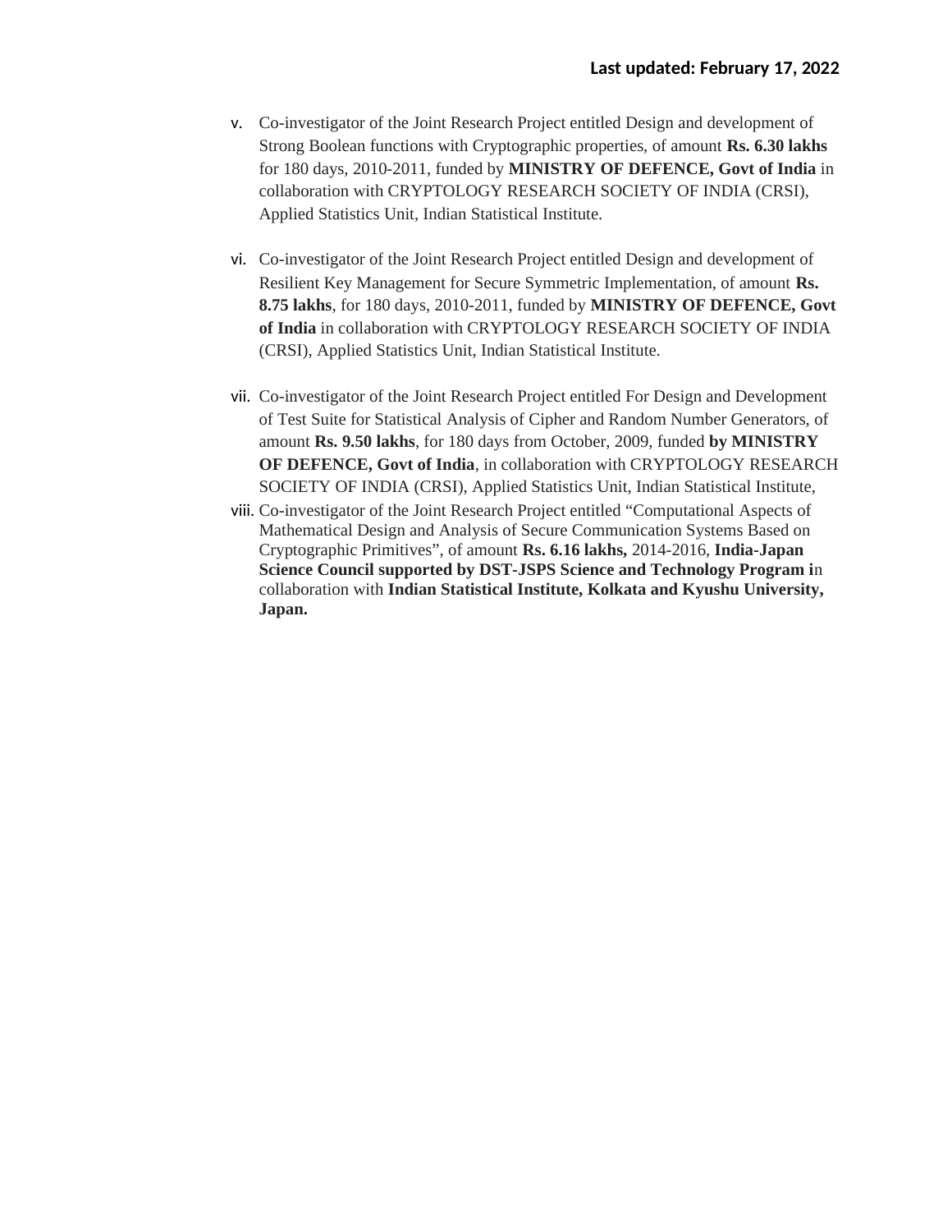v. Co-investigator of the Joint Research Project entitled Design and development of Strong Boolean functions with Cryptographic properties, of amount **Rs. 6.30 lakhs** for 180 days, 2010-2011, funded by **MINISTRY OF DEFENCE, Govt of India** in collaboration with CRYPTOLOGY RESEARCH SOCIETY OF INDIA (CRSI), Applied Statistics Unit, Indian Statistical Institute.

vi. Co-investigator of the Joint Research Project entitled Design and development of Resilient Key Management for Secure Symmetric Implementation, of amount **Rs. 8.75 lakhs**, for 180 days, 2010-2011, funded by **MINISTRY OF DEFENCE, Govt of India** in collaboration with CRYPTOLOGY RESEARCH SOCIETY OF INDIA (CRSI), Applied Statistics Unit, Indian Statistical Institute.

vii. Co-investigator of the Joint Research Project entitled For Design and Development of Test Suite for Statistical Analysis of Cipher and Random Number Generators, of amount **Rs. 9.50 lakhs**, for 180 days from October, 2009, funded **by MINISTRY OF DEFENCE, Govt of India**, in collaboration with CRYPTOLOGY RESEARCH SOCIETY OF INDIA (CRSI), Applied Statistics Unit, Indian Statistical Institute,

viii. Co-investigator of the Joint Research Project entitled "Computational Aspects of Mathematical Design and Analysis of Secure Communication Systems Based on Cryptographic Primitives", of amount **Rs. 6.16 lakhs,** 2014-2016, **India-Japan Science Council supported by DST-JSPS Science and Technology Program i**n collaboration with **Indian Statistical Institute, Kolkata and Kyushu University, Japan.**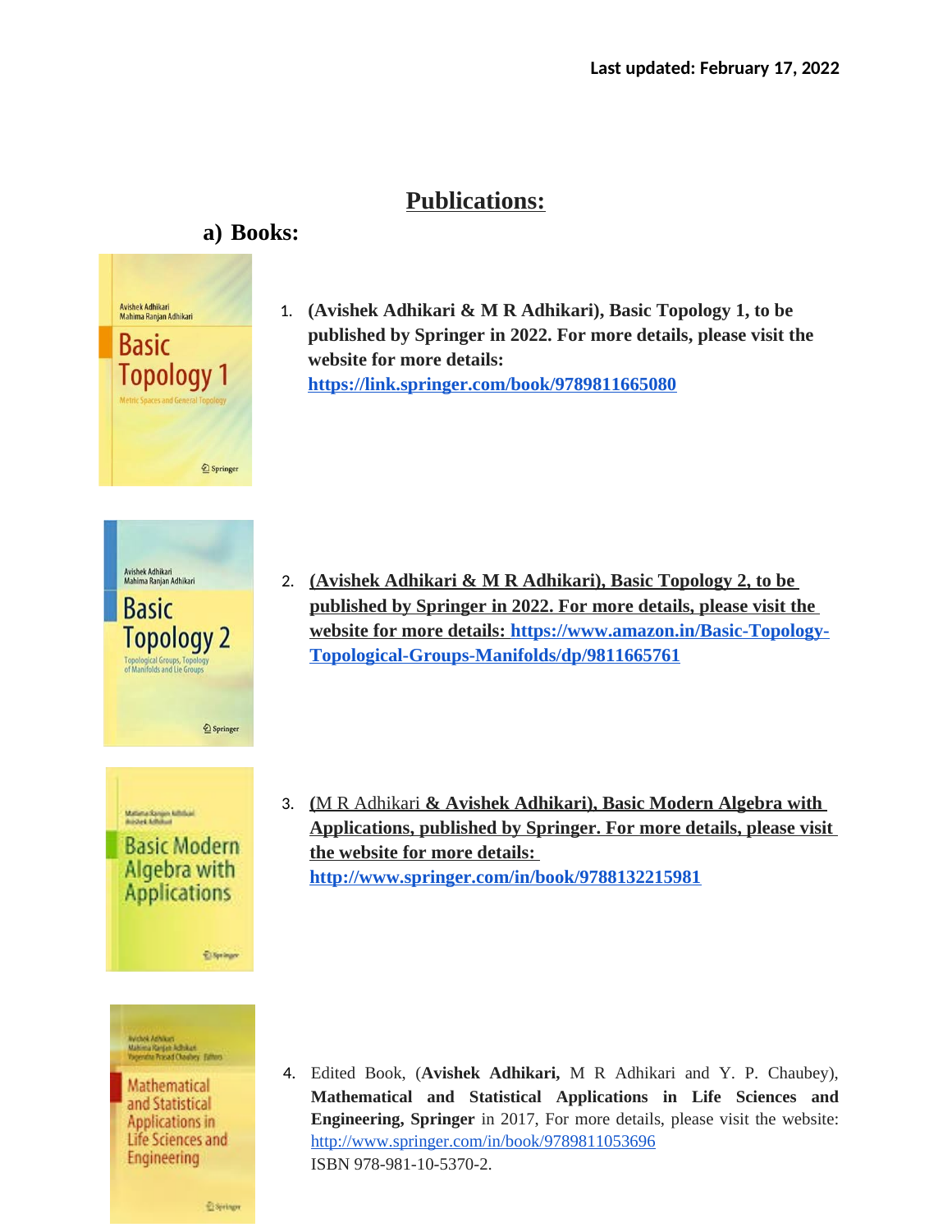Last updated: February 17, 2022

# Publications:

## a) Books:

1. **(Avishek Adhikari & M R Adhikari), Basic Topology 1, to be published by Springer in 2022. For more details, please visit the website for more details: https://link.springer.com/book/9789811665080**

2. **(Avishek Adhikari & M R Adhikari), Basic Topology 2, to be published by Springer in 2022. For more details, please visit the website for more details: https://www.amazon.in/Basic-Topology-Topological-Groups-Manifolds/dp/9811665761**

3. **(**M R Adhikari **& Avishek Adhikari), Basic Modern Algebra with Applications, published by Springer. For more details, please visit the website for more details: http://www.springer.com/in/book/9788132215981**

4. Edited Book, (**Avishek Adhikari,** M R Adhikari and Y. P. Chaubey), **Mathematical and Statistical Applications in Life Sciences and Engineering, Springer** in 2017, For more details, please visit the website: http://www.springer.com/in/book/9789811053696
   ISBN 978-981-10-5370-2.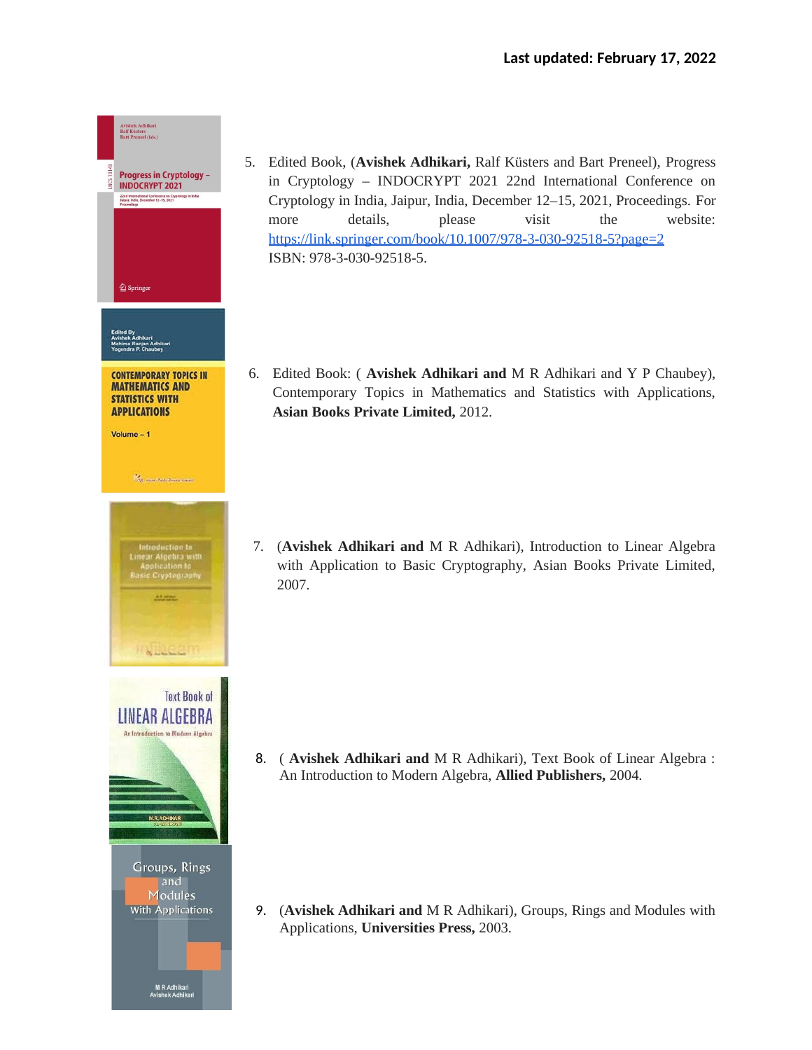**Last updated: February 17, 2022**

5. Edited Book, (**Avishek Adhikari,** Ralf Küsters and Bart Preneel), Progress in Cryptology – INDOCRYPT 2021 22nd International Conference on Cryptology in India, Jaipur, India, December 12–15, 2021, Proceedings. For more details, please visit the website: [https://link.springer.com/book/10.1007/978-3-030-92518-5?page=2](https://link.springer.com/book/10.1007/978-3-030-92518-5?page=2) ISBN: 978-3-030-92518-5.

6. Edited Book: ( **Avishek Adhikari and** M R Adhikari and Y P Chaubey), Contemporary Topics in Mathematics and Statistics with Applications, **Asian Books Private Limited,** 2012.

7. (**Avishek Adhikari and** M R Adhikari), Introduction to Linear Algebra with Application to Basic Cryptography, Asian Books Private Limited, 2007.

8. ( **Avishek Adhikari and** M R Adhikari), Text Book of Linear Algebra : An Introduction to Modern Algebra, **Allied Publishers,** 2004.

9. (**Avishek Adhikari and** M R Adhikari), Groups, Rings and Modules with Applications, **Universities Press,** 2003.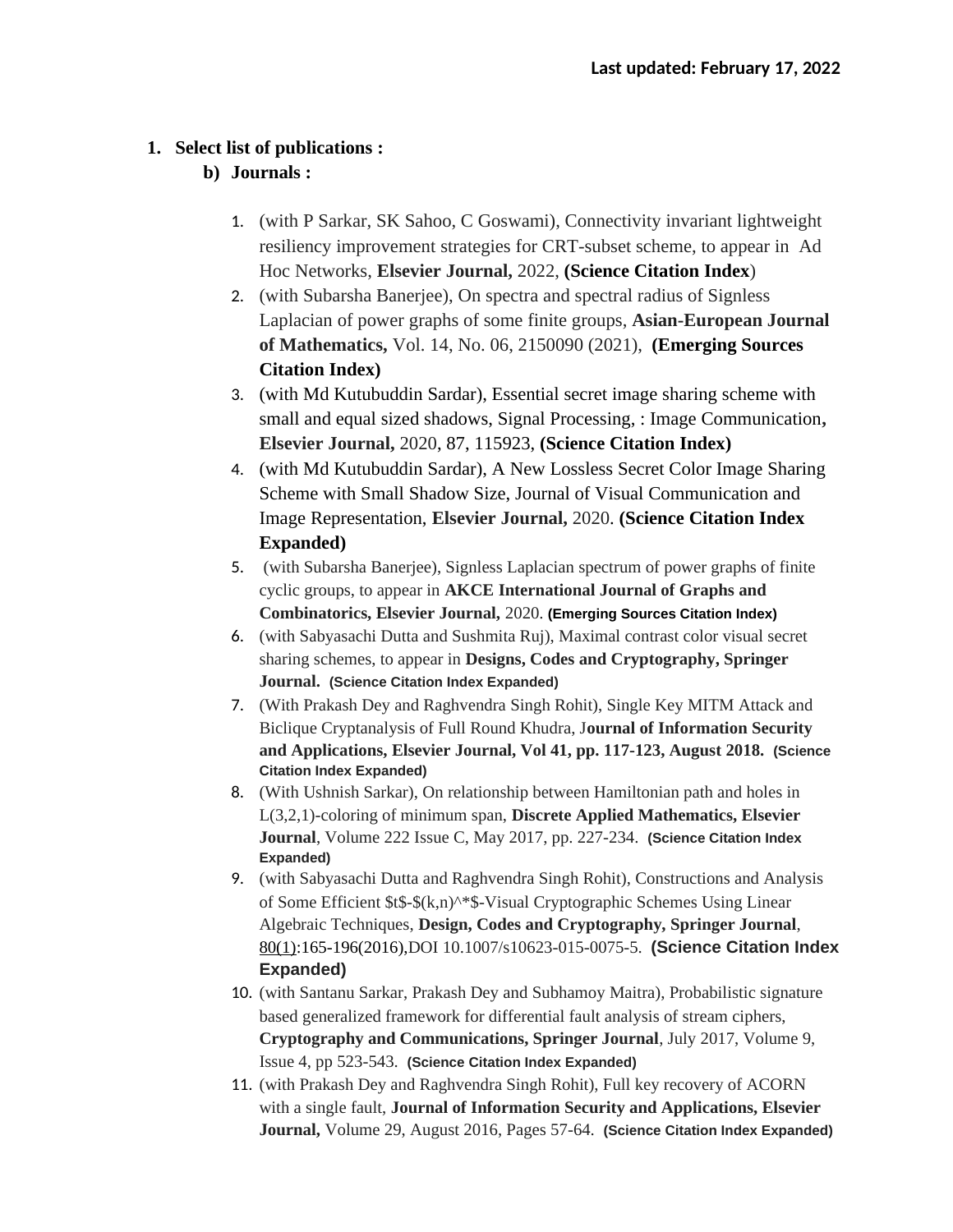**Last updated: February 17, 2022**

1. **Select list of publications :**

   b) **Journals :**

1. (with P Sarkar, SK Sahoo, C Goswami), Connectivity invariant lightweight resiliency improvement strategies for CRT-subset scheme, to appear in Ad Hoc Networks, **Elsevier Journal,** 2022, **(Science Citation Index**)
2. (with Subarsha Banerjee), On spectra and spectral radius of Signless Laplacian of power graphs of some finite groups, **Asian-European Journal of Mathematics,** Vol. 14, No. 06, 2150090 (2021), **(Emerging Sources Citation Index)**
3. (with Md Kutubuddin Sardar), Essential secret image sharing scheme with small and equal sized shadows, Signal Processing, : Image Communication**, Elsevier Journal,** 2020, 87, 115923, **(Science Citation Index)**
4. (with Md Kutubuddin Sardar), A New Lossless Secret Color Image Sharing Scheme with Small Shadow Size, Journal of Visual Communication and Image Representation, **Elsevier Journal,** 2020. **(Science Citation Index Expanded)**
5. (with Subarsha Banerjee), Signless Laplacian spectrum of power graphs of finite cyclic groups, to appear in **AKCE International Journal of Graphs and Combinatorics, Elsevier Journal,** 2020. **(Emerging Sources Citation Index)**
6. (with Sabyasachi Dutta and Sushmita Ruj), Maximal contrast color visual secret sharing schemes, to appear in **Designs, Codes and Cryptography, Springer Journal. (Science Citation Index Expanded)**
7. (With Prakash Dey and Raghvendra Singh Rohit), Single Key MITM Attack and Biclique Cryptanalysis of Full Round Khudra, J**ournal of Information Security and Applications, Elsevier Journal, Vol 41, pp. 117-123, August 2018. (Science Citation Index Expanded)**
8. (With Ushnish Sarkar), On relationship between Hamiltonian path and holes in L(3,2,1)-coloring of minimum span, **Discrete Applied Mathematics, Elsevier Journal**, Volume 222 Issue C, May 2017, pp. 227-234. **(Science Citation Index Expanded)**
9. (with Sabyasachi Dutta and Raghvendra Singh Rohit), Constructions and Analysis of Some Efficient $t$-$(k,n)^*$-Visual Cryptographic Schemes Using Linear Algebraic Techniques, **Design, Codes and Cryptography, Springer Journal**, 80(1):165-196(2016),DOI 10.1007/s10623-015-0075-5. **(Science Citation Index Expanded)**
10. (with Santanu Sarkar, Prakash Dey and Subhamoy Maitra), Probabilistic signature based generalized framework for differential fault analysis of stream ciphers, **Cryptography and Communications, Springer Journal**, July 2017, Volume 9, Issue 4, pp 523-543. **(Science Citation Index Expanded)**
11. (with Prakash Dey and Raghvendra Singh Rohit), Full key recovery of ACORN with a single fault, **Journal of Information Security and Applications, Elsevier Journal,** Volume 29, August 2016, Pages 57-64. **(Science Citation Index Expanded)**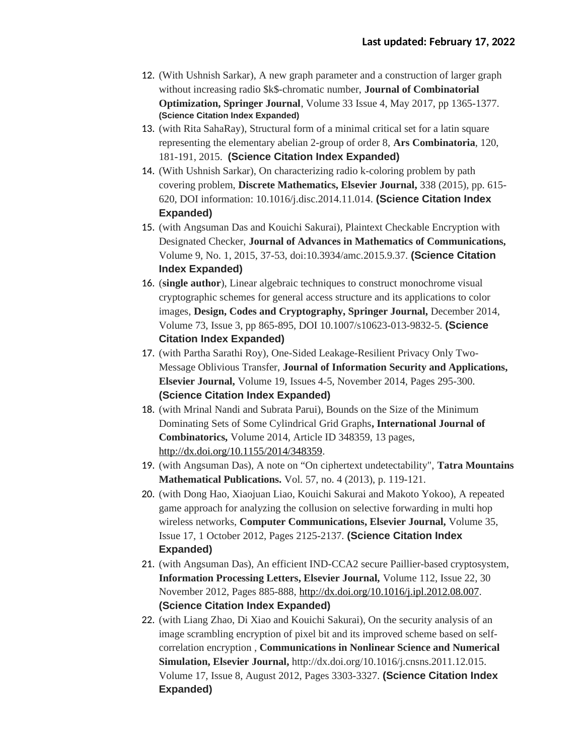**Last updated: February 17, 2022**

12. (With Ushnish Sarkar), A new graph parameter and a construction of larger graph without increasing radio $k$-chromatic number, **Journal of Combinatorial Optimization, Springer Journal**, Volume 33 Issue 4, May 2017, pp 1365-1377. **(Science Citation Index Expanded)**
13. (with Rita SahaRay), Structural form of a minimal critical set for a latin square representing the elementary abelian 2-group of order 8, **Ars Combinatoria**, 120, 181-191, 2015. **(Science Citation Index Expanded)**
14. (With Ushnish Sarkar), On characterizing radio k-coloring problem by path covering problem, **Discrete Mathematics, Elsevier Journal,** 338 (2015), pp. 615-620, DOI information: 10.1016/j.disc.2014.11.014. **(Science Citation Index Expanded)**
15. (with Angsuman Das and Kouichi Sakurai), Plaintext Checkable Encryption with Designated Checker, **Journal of Advances in Mathematics of Communications,** Volume 9, No. 1, 2015, 37-53, doi:10.3934/amc.2015.9.37. **(Science Citation Index Expanded)**
16. (**single author**), Linear algebraic techniques to construct monochrome visual cryptographic schemes for general access structure and its applications to color images, **Design, Codes and Cryptography, Springer Journal,** December 2014, Volume 73, Issue 3, pp 865-895, DOI 10.1007/s10623-013-9832-5. **(Science Citation Index Expanded)**
17. (with Partha Sarathi Roy), One-Sided Leakage-Resilient Privacy Only Two-Message Oblivious Transfer, **Journal of Information Security and Applications, Elsevier Journal,** Volume 19, Issues 4-5, November 2014, Pages 295-300. **(Science Citation Index Expanded)**
18. (with Mrinal Nandi and Subrata Parui), Bounds on the Size of the Minimum Dominating Sets of Some Cylindrical Grid Graphs**, International Journal of Combinatorics,** Volume 2014, Article ID 348359, 13 pages, http://dx.doi.org/10.1155/2014/348359.
19. (with Angsuman Das), A note on "On ciphertext undetectability", **Tatra Mountains Mathematical Publications.** Vol. 57, no. 4 (2013), p. 119-121.
20. (with Dong Hao, Xiaojuan Liao, Kouichi Sakurai and Makoto Yokoo), A repeated game approach for analyzing the collusion on selective forwarding in multi hop wireless networks, **Computer Communications, Elsevier Journal,** Volume 35, Issue 17, 1 October 2012, Pages 2125-2137. **(Science Citation Index Expanded)**
21. (with Angsuman Das), An efficient IND-CCA2 secure Paillier-based cryptosystem, **Information Processing Letters, Elsevier Journal,** Volume 112, Issue 22, 30 November 2012, Pages 885-888, http://dx.doi.org/10.1016/j.ipl.2012.08.007. **(Science Citation Index Expanded)**
22. (with Liang Zhao, Di Xiao and Kouichi Sakurai), On the security analysis of an image scrambling encryption of pixel bit and its improved scheme based on self-correlation encryption , **Communications in Nonlinear Science and Numerical Simulation, Elsevier Journal,** http://dx.doi.org/10.1016/j.cnsns.2011.12.015. Volume 17, Issue 8, August 2012, Pages 3303-3327. **(Science Citation Index Expanded)**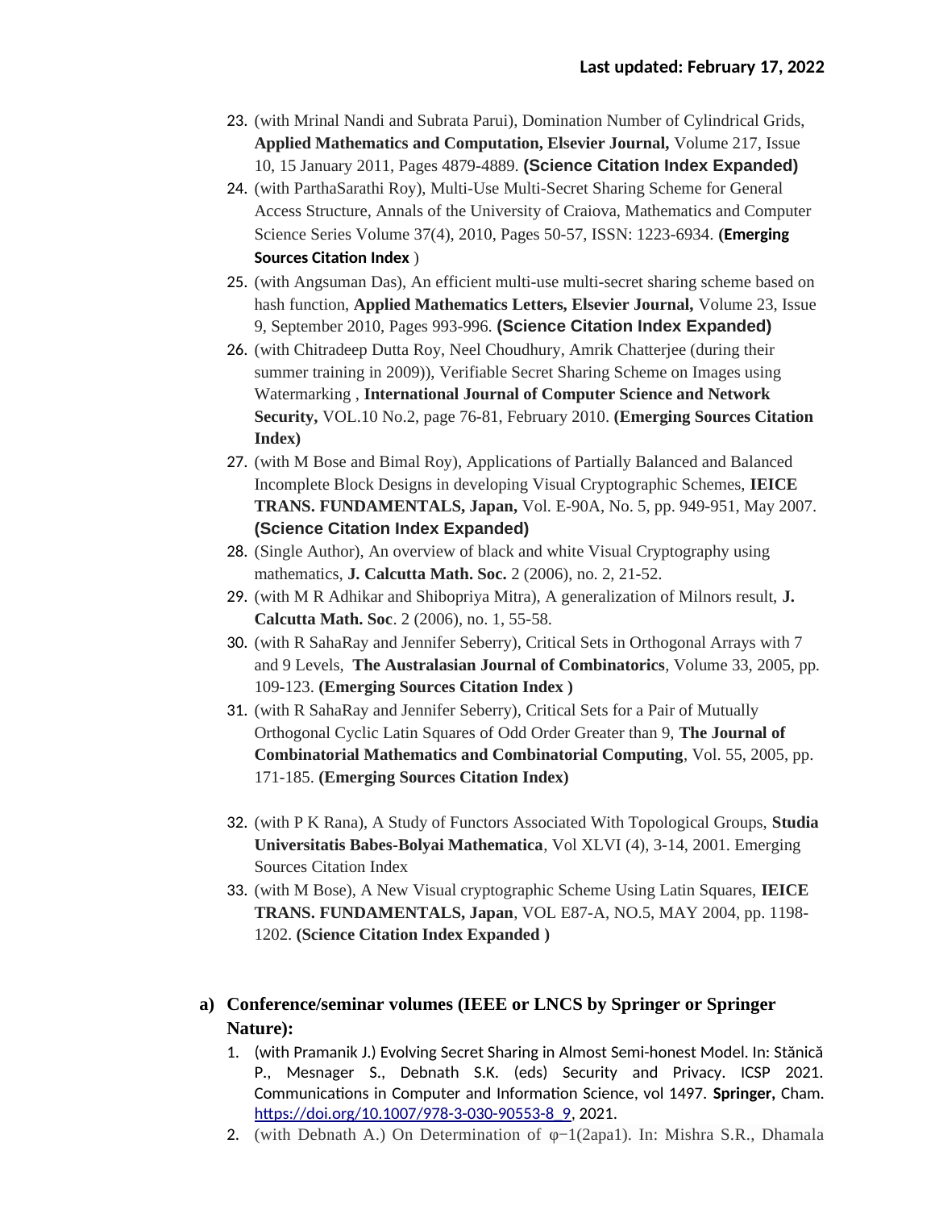**Last updated: February 17, 2022**

23. (with Mrinal Nandi and Subrata Parui), Domination Number of Cylindrical Grids, **Applied Mathematics and Computation, Elsevier Journal,** Volume 217, Issue 10, 15 January 2011, Pages 4879-4889. **(Science Citation Index Expanded)**
24. (with ParthaSarathi Roy), Multi-Use Multi-Secret Sharing Scheme for General Access Structure, Annals of the University of Craiova, Mathematics and Computer Science Series Volume 37(4), 2010, Pages 50-57, ISSN: 1223-6934. **(Emerging Sources Citation Index** )
25. (with Angsuman Das), An efficient multi-use multi-secret sharing scheme based on hash function, **Applied Mathematics Letters, Elsevier Journal,** Volume 23, Issue 9, September 2010, Pages 993-996. **(Science Citation Index Expanded)**
26. (with Chitradeep Dutta Roy, Neel Choudhury, Amrik Chatterjee (during their summer training in 2009)), Verifiable Secret Sharing Scheme on Images using Watermarking , **International Journal of Computer Science and Network Security,** VOL.10 No.2, page 76-81, February 2010. **(Emerging Sources Citation Index)**
27. (with M Bose and Bimal Roy), Applications of Partially Balanced and Balanced Incomplete Block Designs in developing Visual Cryptographic Schemes, **IEICE TRANS. FUNDAMENTALS, Japan,** Vol. E-90A, No. 5, pp. 949-951, May 2007. **(Science Citation Index Expanded)**
28. (Single Author), An overview of black and white Visual Cryptography using mathematics, **J. Calcutta Math. Soc.** 2 (2006), no. 2, 21-52.
29. (with M R Adhikar and Shibopriya Mitra), A generalization of Milnors result, **J. Calcutta Math. Soc**. 2 (2006), no. 1, 55-58.
30. (with R SahaRay and Jennifer Seberry), Critical Sets in Orthogonal Arrays with 7 and 9 Levels, **The Australasian Journal of Combinatorics**, Volume 33, 2005, pp. 109-123. **(Emerging Sources Citation Index )**
31. (with R SahaRay and Jennifer Seberry), Critical Sets for a Pair of Mutually Orthogonal Cyclic Latin Squares of Odd Order Greater than 9, **The Journal of Combinatorial Mathematics and Combinatorial Computing**, Vol. 55, 2005, pp. 171-185. **(Emerging Sources Citation Index)**
32. (with P K Rana), A Study of Functors Associated With Topological Groups, **Studia Universitatis Babes-Bolyai Mathematica**, Vol XLVI (4), 3-14, 2001. Emerging Sources Citation Index
33. (with M Bose), A New Visual cryptographic Scheme Using Latin Squares, **IEICE TRANS. FUNDAMENTALS, Japan**, VOL E87-A, NO.5, MAY 2004, pp. 1198-1202. **(Science Citation Index Expanded )**

**a) Conference/seminar volumes (IEEE or LNCS by Springer or Springer Nature):**

1. (with Pramanik J.) Evolving Secret Sharing in Almost Semi-honest Model. In: Stănică P., Mesnager S., Debnath S.K. (eds) Security and Privacy. ICSP 2021. Communications in Computer and Information Science, vol 1497. **Springer,** Cham. https://doi.org/10.1007/978-3-030-90553-8_9, 2021.
2. (with Debnath A.) On Determination of $\varphi^{-1}(2apa1)$. In: Mishra S.R., Dhamala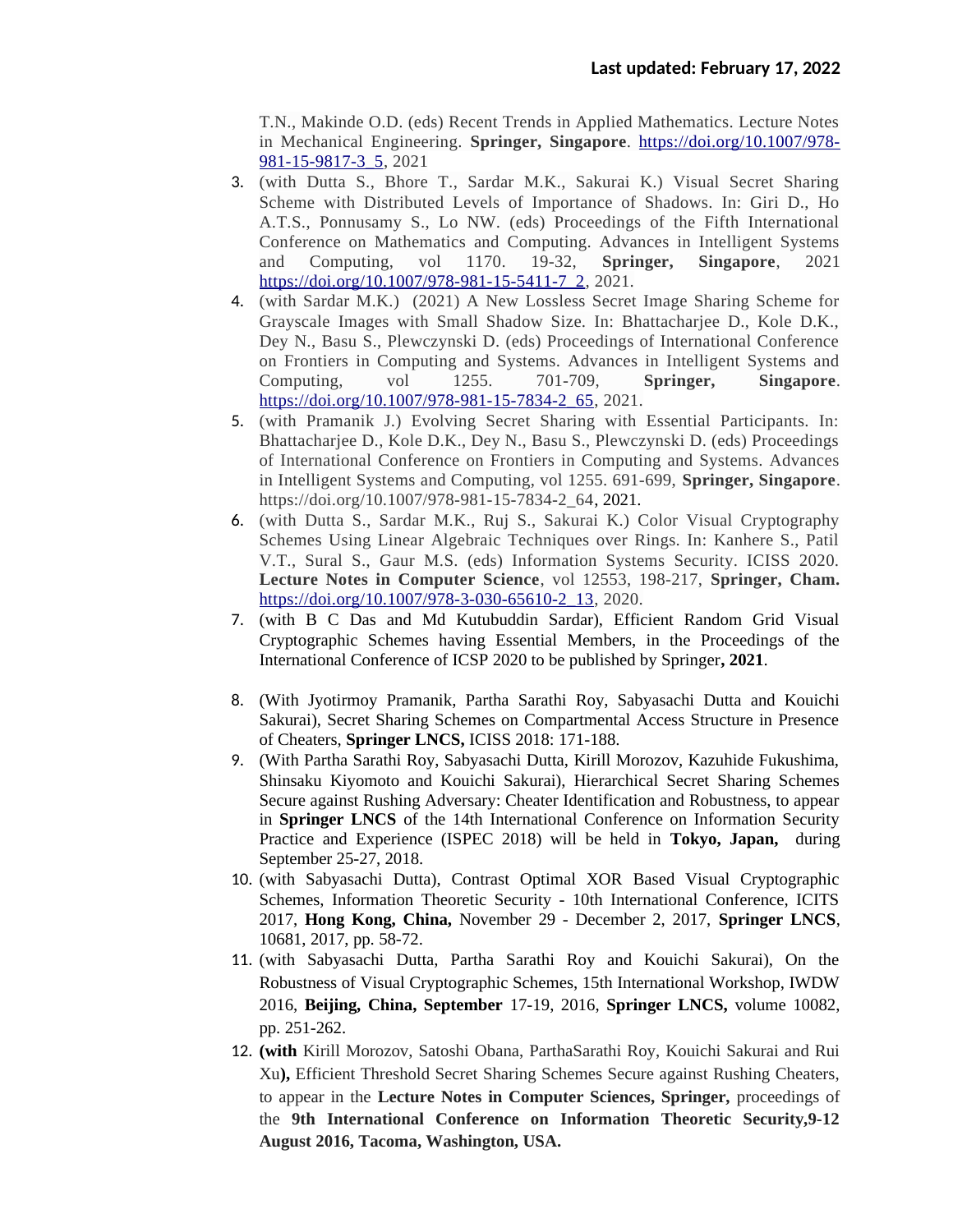T.N., Makinde O.D. (eds) Recent Trends in Applied Mathematics. Lecture Notes in Mechanical Engineering. **Springer, Singapore**. https://doi.org/10.1007/978-981-15-9817-3_5, 2021

3. (with Dutta S., Bhore T., Sardar M.K., Sakurai K.) Visual Secret Sharing Scheme with Distributed Levels of Importance of Shadows. In: Giri D., Ho A.T.S., Ponnusamy S., Lo NW. (eds) Proceedings of the Fifth International Conference on Mathematics and Computing. Advances in Intelligent Systems and Computing, vol 1170. 19-32, **Springer, Singapore**, 2021 https://doi.org/10.1007/978-981-15-5411-7_2, 2021.
4. (with Sardar M.K.) (2021) A New Lossless Secret Image Sharing Scheme for Grayscale Images with Small Shadow Size. In: Bhattacharjee D., Kole D.K., Dey N., Basu S., Plewczynski D. (eds) Proceedings of International Conference on Frontiers in Computing and Systems. Advances in Intelligent Systems and Computing, vol 1255. 701-709, **Springer, Singapore**. https://doi.org/10.1007/978-981-15-7834-2_65, 2021.
5. (with Pramanik J.) Evolving Secret Sharing with Essential Participants. In: Bhattacharjee D., Kole D.K., Dey N., Basu S., Plewczynski D. (eds) Proceedings of International Conference on Frontiers in Computing and Systems. Advances in Intelligent Systems and Computing, vol 1255. 691-699, **Springer, Singapore**. https://doi.org/10.1007/978-981-15-7834-2_64, 2021.
6. (with Dutta S., Sardar M.K., Ruj S., Sakurai K.) Color Visual Cryptography Schemes Using Linear Algebraic Techniques over Rings. In: Kanhere S., Patil V.T., Sural S., Gaur M.S. (eds) Information Systems Security. ICISS 2020. **Lecture Notes in Computer Science**, vol 12553, 198-217, **Springer, Cham.** https://doi.org/10.1007/978-3-030-65610-2_13, 2020.
7. (with B C Das and Md Kutubuddin Sardar), Efficient Random Grid Visual Cryptographic Schemes having Essential Members, in the Proceedings of the International Conference of ICSP 2020 to be published by Springer**, 2021**.
8. (With Jyotirmoy Pramanik, Partha Sarathi Roy, Sabyasachi Dutta and Kouichi Sakurai), Secret Sharing Schemes on Compartmental Access Structure in Presence of Cheaters, **Springer LNCS,** ICISS 2018: 171-188.
9. (With Partha Sarathi Roy, Sabyasachi Dutta, Kirill Morozov, Kazuhide Fukushima, Shinsaku Kiyomoto and Kouichi Sakurai), Hierarchical Secret Sharing Schemes Secure against Rushing Adversary: Cheater Identification and Robustness, to appear in **Springer LNCS** of the 14th International Conference on Information Security Practice and Experience (ISPEC 2018) will be held in **Tokyo, Japan,** during September 25-27, 2018.
10. (with Sabyasachi Dutta), Contrast Optimal XOR Based Visual Cryptographic Schemes, Information Theoretic Security - 10th International Conference, ICITS 2017, **Hong Kong, China,** November 29 - December 2, 2017, **Springer LNCS**, 10681, 2017, pp. 58-72.
11. (with Sabyasachi Dutta, Partha Sarathi Roy and Kouichi Sakurai), On the Robustness of Visual Cryptographic Schemes, 15th International Workshop, IWDW 2016, **Beijing, China, September** 17-19, 2016, **Springer LNCS,** volume 10082, pp. 251-262.
12. **(with** Kirill Morozov, Satoshi Obana, ParthaSarathi Roy, Kouichi Sakurai and Rui Xu**),** Efficient Threshold Secret Sharing Schemes Secure against Rushing Cheaters, to appear in the **Lecture Notes in Computer Sciences, Springer,** proceedings of the **9th International Conference on Information Theoretic Security,9-12 August 2016, Tacoma, Washington, USA.**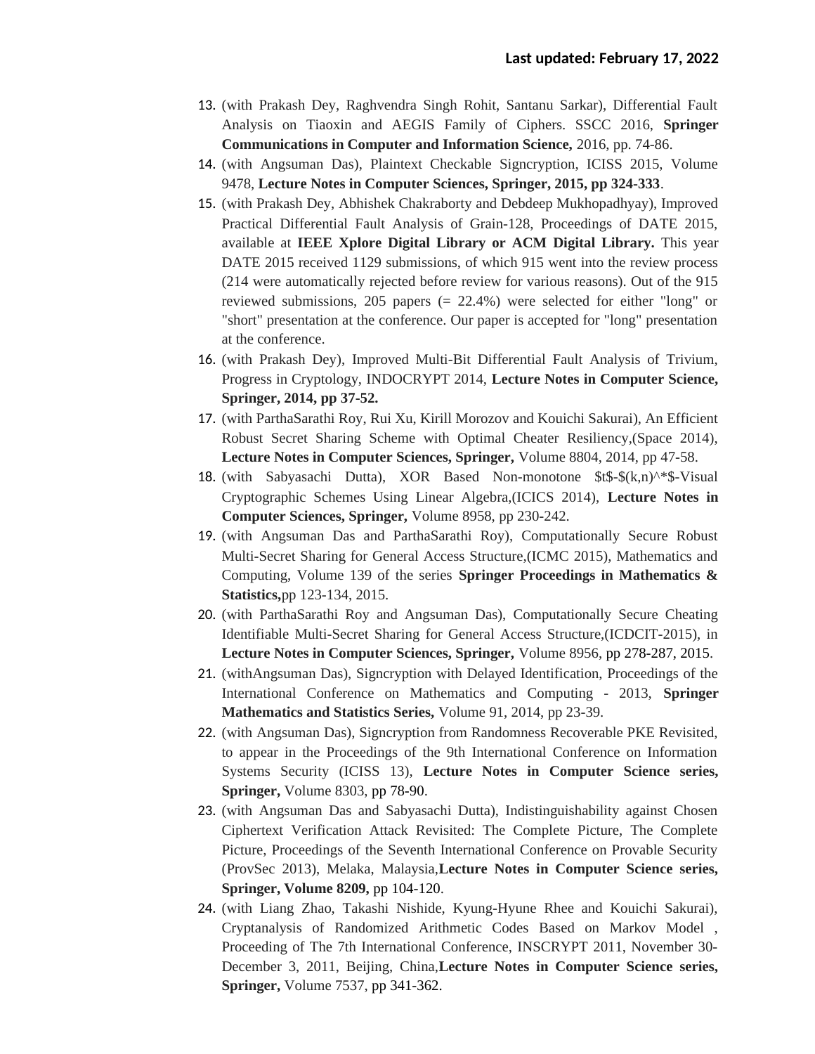**Last updated: February 17, 2022**

13. (with Prakash Dey, Raghvendra Singh Rohit, Santanu Sarkar), Differential Fault Analysis on Tiaoxin and AEGIS Family of Ciphers. SSCC 2016, **Springer Communications in Computer and Information Science,** 2016, pp. 74-86.
14. (with Angsuman Das), Plaintext Checkable Signcryption, ICISS 2015, Volume 9478, **Lecture Notes in Computer Sciences, Springer, 2015, pp 324-333**.
15. (with Prakash Dey, Abhishek Chakraborty and Debdeep Mukhopadhyay), Improved Practical Differential Fault Analysis of Grain-128, Proceedings of DATE 2015, available at **IEEE Xplore Digital Library or ACM Digital Library.** This year DATE 2015 received 1129 submissions, of which 915 went into the review process (214 were automatically rejected before review for various reasons). Out of the 915 reviewed submissions, 205 papers (= 22.4%) were selected for either "long" or "short" presentation at the conference. Our paper is accepted for "long" presentation at the conference.
16. (with Prakash Dey), Improved Multi-Bit Differential Fault Analysis of Trivium, Progress in Cryptology, INDOCRYPT 2014, **Lecture Notes in Computer Science, Springer, 2014, pp 37-52.**
17. (with ParthaSarathi Roy, Rui Xu, Kirill Morozov and Kouichi Sakurai), An Efficient Robust Secret Sharing Scheme with Optimal Cheater Resiliency,(Space 2014), **Lecture Notes in Computer Sciences, Springer,** Volume 8804, 2014, pp 47-58.
18. (with Sabyasachi Dutta), XOR Based Non-monotone $t$-$(k,n)^*$-Visual Cryptographic Schemes Using Linear Algebra,(ICICS 2014), **Lecture Notes in Computer Sciences, Springer,** Volume 8958, pp 230-242.
19. (with Angsuman Das and ParthaSarathi Roy), Computationally Secure Robust Multi-Secret Sharing for General Access Structure,(ICMC 2015), Mathematics and Computing, Volume 139 of the series **Springer Proceedings in Mathematics & Statistics,**pp 123-134, 2015.
20. (with ParthaSarathi Roy and Angsuman Das), Computationally Secure Cheating Identifiable Multi-Secret Sharing for General Access Structure,(ICDCIT-2015), in **Lecture Notes in Computer Sciences, Springer,** Volume 8956, pp 278-287, 2015.
21. (withAngsuman Das), Signcryption with Delayed Identification, Proceedings of the International Conference on Mathematics and Computing - 2013, **Springer Mathematics and Statistics Series,** Volume 91, 2014, pp 23-39.
22. (with Angsuman Das), Signcryption from Randomness Recoverable PKE Revisited, to appear in the Proceedings of the 9th International Conference on Information Systems Security (ICISS 13), **Lecture Notes in Computer Science series, Springer,** Volume 8303, pp 78-90.
23. (with Angsuman Das and Sabyasachi Dutta), Indistinguishability against Chosen Ciphertext Verification Attack Revisited: The Complete Picture, The Complete Picture, Proceedings of the Seventh International Conference on Provable Security (ProvSec 2013), Melaka, Malaysia,**Lecture Notes in Computer Science series, Springer, Volume 8209,** pp 104-120.
24. (with Liang Zhao, Takashi Nishide, Kyung-Hyune Rhee and Kouichi Sakurai), Cryptanalysis of Randomized Arithmetic Codes Based on Markov Model , Proceeding of The 7th International Conference, INSCRYPT 2011, November 30-December 3, 2011, Beijing, China,**Lecture Notes in Computer Science series, Springer,** Volume 7537, pp 341-362.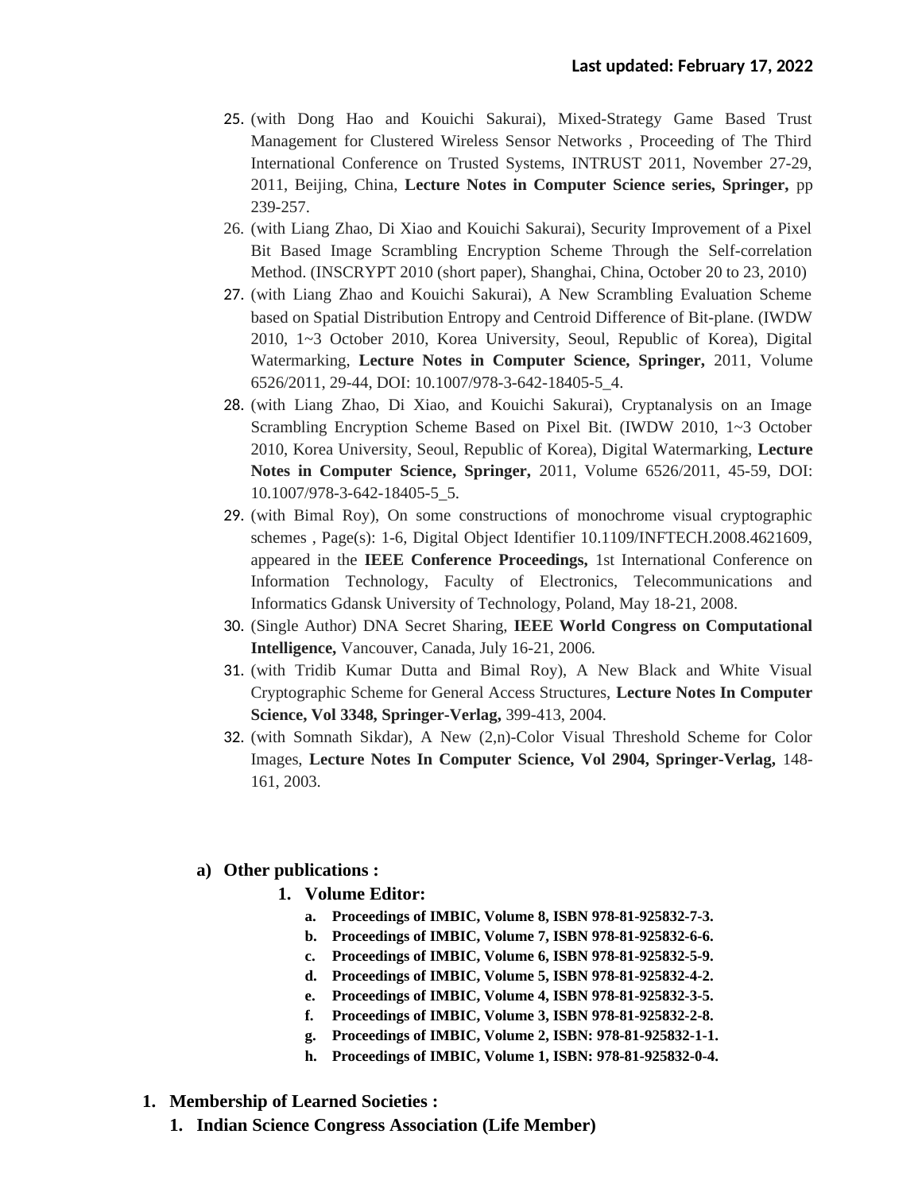25. (with Dong Hao and Kouichi Sakurai), Mixed-Strategy Game Based Trust Management for Clustered Wireless Sensor Networks , Proceeding of The Third International Conference on Trusted Systems, INTRUST 2011, November 27-29, 2011, Beijing, China, **Lecture Notes in Computer Science series, Springer,** pp 239-257.
26. (with Liang Zhao, Di Xiao and Kouichi Sakurai), Security Improvement of a Pixel Bit Based Image Scrambling Encryption Scheme Through the Self-correlation Method. (INSCRYPT 2010 (short paper), Shanghai, China, October 20 to 23, 2010)
27. (with Liang Zhao and Kouichi Sakurai), A New Scrambling Evaluation Scheme based on Spatial Distribution Entropy and Centroid Difference of Bit-plane. (IWDW 2010, 1~3 October 2010, Korea University, Seoul, Republic of Korea), Digital Watermarking, **Lecture Notes in Computer Science, Springer,** 2011, Volume 6526/2011, 29-44, DOI: 10.1007/978-3-642-18405-5_4.
28. (with Liang Zhao, Di Xiao, and Kouichi Sakurai), Cryptanalysis on an Image Scrambling Encryption Scheme Based on Pixel Bit. (IWDW 2010, 1~3 October 2010, Korea University, Seoul, Republic of Korea), Digital Watermarking, **Lecture Notes in Computer Science, Springer,** 2011, Volume 6526/2011, 45-59, DOI: 10.1007/978-3-642-18405-5_5.
29. (with Bimal Roy), On some constructions of monochrome visual cryptographic schemes , Page(s): 1-6, Digital Object Identifier 10.1109/INFTECH.2008.4621609, appeared in the **IEEE Conference Proceedings,** 1st International Conference on Information Technology, Faculty of Electronics, Telecommunications and Informatics Gdansk University of Technology, Poland, May 18-21, 2008.
30. (Single Author) DNA Secret Sharing, **IEEE World Congress on Computational Intelligence,** Vancouver, Canada, July 16-21, 2006.
31. (with Tridib Kumar Dutta and Bimal Roy), A New Black and White Visual Cryptographic Scheme for General Access Structures, **Lecture Notes In Computer Science, Vol 3348, Springer-Verlag,** 399-413, 2004.
32. (with Somnath Sikdar), A New (2,n)-Color Visual Threshold Scheme for Color Images, **Lecture Notes In Computer Science, Vol 2904, Springer-Verlag,** 148-161, 2003.

**a) Other publications :**

**1. Volume Editor:**

- **a. Proceedings of IMBIC, Volume 8, ISBN 978-81-925832-7-3.**
- **b. Proceedings of IMBIC, Volume 7, ISBN 978-81-925832-6-6.**
- **c. Proceedings of IMBIC, Volume 6, ISBN 978-81-925832-5-9.**
- **d. Proceedings of IMBIC, Volume 5, ISBN 978-81-925832-4-2.**
- **e. Proceedings of IMBIC, Volume 4, ISBN 978-81-925832-3-5.**
- **f. Proceedings of IMBIC, Volume 3, ISBN 978-81-925832-2-8.**
- **g. Proceedings of IMBIC, Volume 2, ISBN: 978-81-925832-1-1.**
- **h. Proceedings of IMBIC, Volume 1, ISBN: 978-81-925832-0-4.**

**1. Membership of Learned Societies :**

**1. Indian Science Congress Association (Life Member)**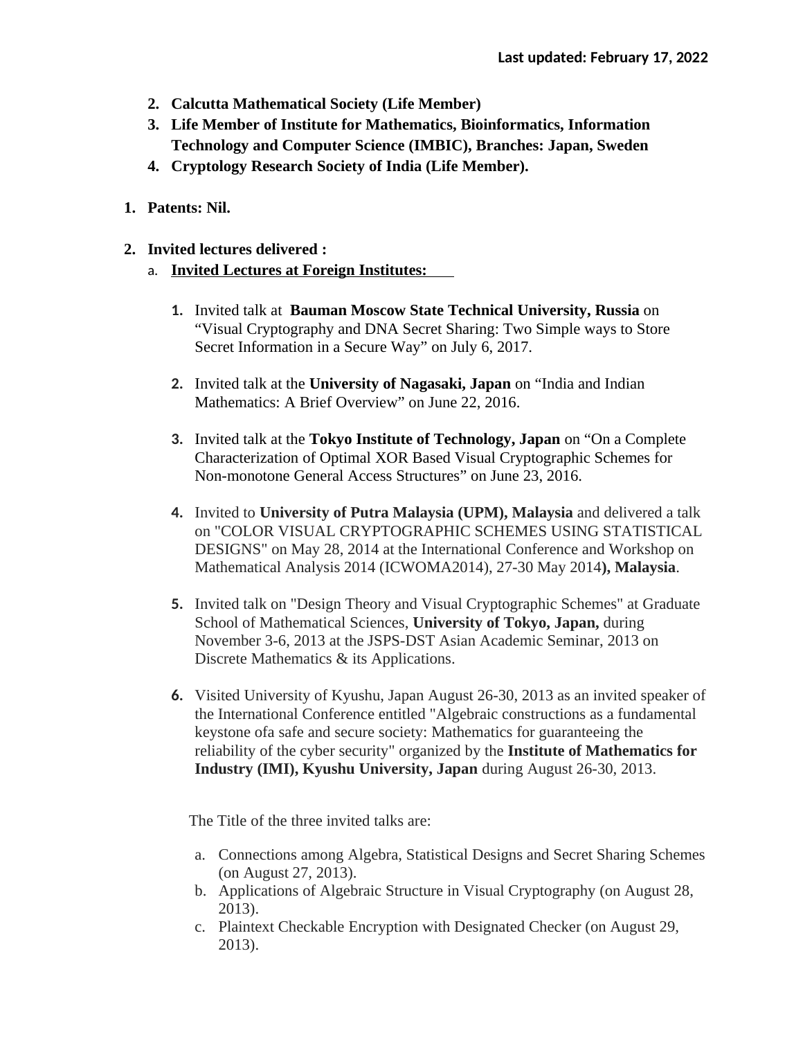**Last updated: February 17, 2022**

2. **Calcutta Mathematical Society (Life Member)**
3. **Life Member of Institute for Mathematics, Bioinformatics, Information Technology and Computer Science (IMBIC), Branches: Japan, Sweden**
4. **Cryptology Research Society of India (Life Member).**

1. **Patents: Nil.**

2. **Invited lectures delivered :**

   a. **Invited Lectures at Foreign Institutes:**

      1. Invited talk at **Bauman Moscow State Technical University, Russia** on "Visual Cryptography and DNA Secret Sharing: Two Simple ways to Store Secret Information in a Secure Way" on July 6, 2017.

      2. Invited talk at the **University of Nagasaki, Japan** on "India and Indian Mathematics: A Brief Overview" on June 22, 2016.

      3. Invited talk at the **Tokyo Institute of Technology, Japan** on "On a Complete Characterization of Optimal XOR Based Visual Cryptographic Schemes for Non-monotone General Access Structures" on June 23, 2016.

      4. Invited to **University of Putra Malaysia (UPM), Malaysia** and delivered a talk on "COLOR VISUAL CRYPTOGRAPHIC SCHEMES USING STATISTICAL DESIGNS" on May 28, 2014 at the International Conference and Workshop on Mathematical Analysis 2014 (ICWOMA2014), 27-30 May 2014**), Malaysia**.

      5. Invited talk on "Design Theory and Visual Cryptographic Schemes" at Graduate School of Mathematical Sciences, **University of Tokyo, Japan,** during November 3-6, 2013 at the JSPS-DST Asian Academic Seminar, 2013 on Discrete Mathematics & its Applications.

      6. Visited University of Kyushu, Japan August 26-30, 2013 as an invited speaker of the International Conference entitled "Algebraic constructions as a fundamental keystone ofa safe and secure society: Mathematics for guaranteeing the reliability of the cyber security" organized by the **Institute of Mathematics for Industry (IMI), Kyushu University, Japan** during August 26-30, 2013.

         The Title of the three invited talks are:

         a. Connections among Algebra, Statistical Designs and Secret Sharing Schemes (on August 27, 2013).
         b. Applications of Algebraic Structure in Visual Cryptography (on August 28, 2013).
         c. Plaintext Checkable Encryption with Designated Checker (on August 29, 2013).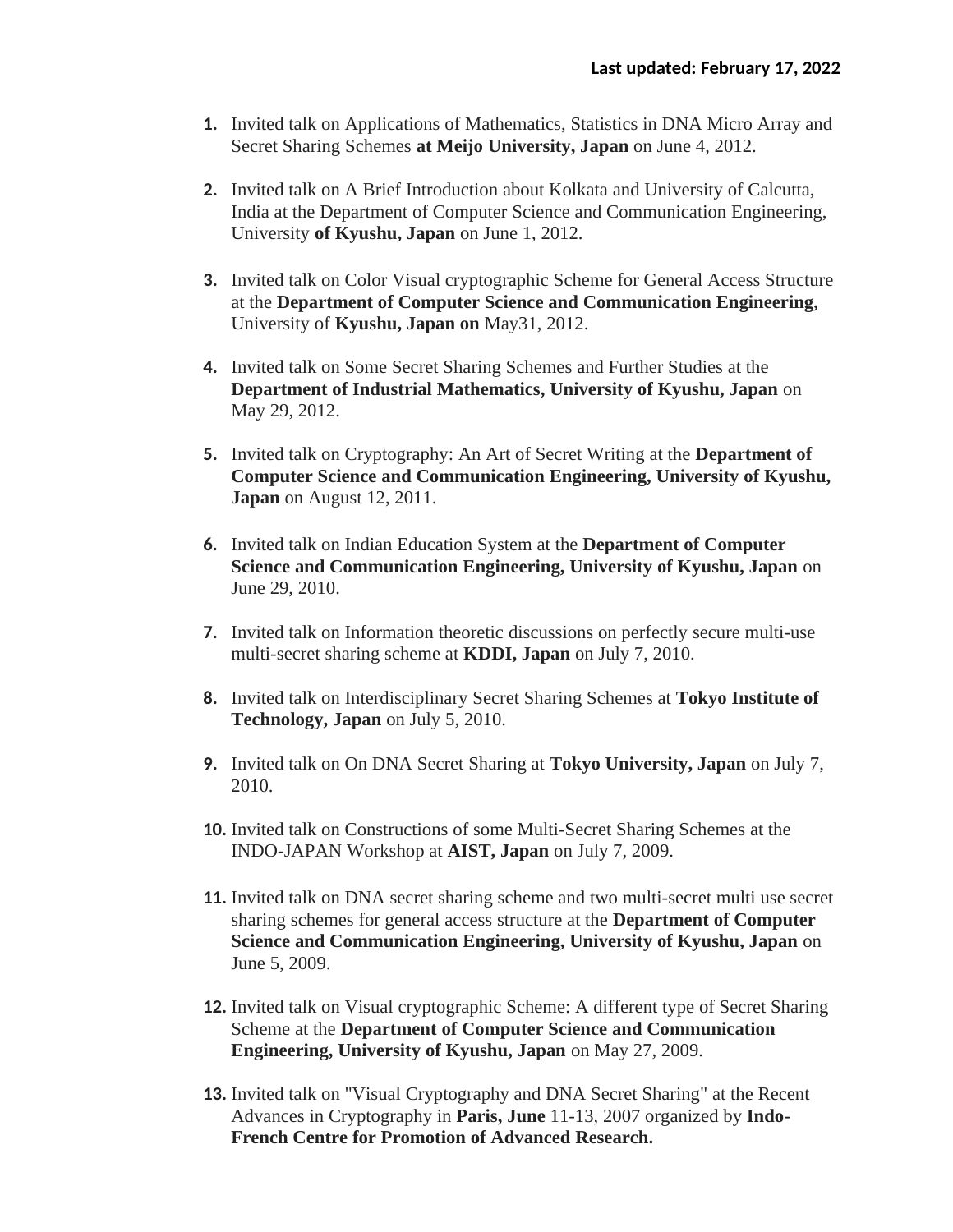**Last updated: February 17, 2022**

1. Invited talk on Applications of Mathematics, Statistics in DNA Micro Array and Secret Sharing Schemes **at Meijo University, Japan** on June 4, 2012.

2. Invited talk on A Brief Introduction about Kolkata and University of Calcutta, India at the Department of Computer Science and Communication Engineering, University **of Kyushu, Japan** on June 1, 2012.

3. Invited talk on Color Visual cryptographic Scheme for General Access Structure at the **Department of Computer Science and Communication Engineering,** University of **Kyushu, Japan on** May31, 2012.

4. Invited talk on Some Secret Sharing Schemes and Further Studies at the **Department of Industrial Mathematics, University of Kyushu, Japan** on May 29, 2012.

5. Invited talk on Cryptography: An Art of Secret Writing at the **Department of Computer Science and Communication Engineering, University of Kyushu, Japan** on August 12, 2011.

6. Invited talk on Indian Education System at the **Department of Computer Science and Communication Engineering, University of Kyushu, Japan** on June 29, 2010.

7. Invited talk on Information theoretic discussions on perfectly secure multi-use multi-secret sharing scheme at **KDDI, Japan** on July 7, 2010.

8. Invited talk on Interdisciplinary Secret Sharing Schemes at **Tokyo Institute of Technology, Japan** on July 5, 2010.

9. Invited talk on On DNA Secret Sharing at **Tokyo University, Japan** on July 7, 2010.

10. Invited talk on Constructions of some Multi-Secret Sharing Schemes at the INDO-JAPAN Workshop at **AIST, Japan** on July 7, 2009.

11. Invited talk on DNA secret sharing scheme and two multi-secret multi use secret sharing schemes for general access structure at the **Department of Computer Science and Communication Engineering, University of Kyushu, Japan** on June 5, 2009.

12. Invited talk on Visual cryptographic Scheme: A different type of Secret Sharing Scheme at the **Department of Computer Science and Communication Engineering, University of Kyushu, Japan** on May 27, 2009.

13. Invited talk on "Visual Cryptography and DNA Secret Sharing" at the Recent Advances in Cryptography in **Paris, June** 11-13, 2007 organized by **Indo-French Centre for Promotion of Advanced Research.**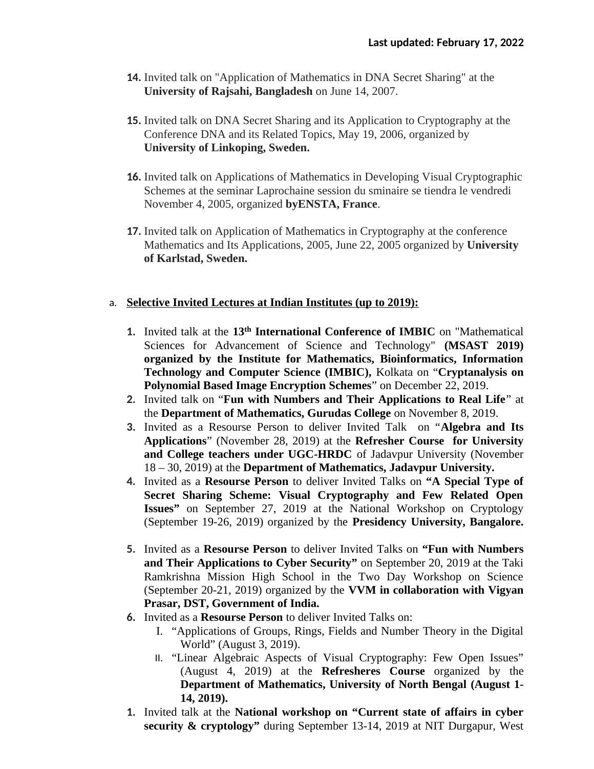**Last updated: February 17, 2022**

14. Invited talk on "Application of Mathematics in DNA Secret Sharing" at the **University of Rajsahi, Bangladesh** on June 14, 2007.

15. Invited talk on DNA Secret Sharing and its Application to Cryptography at the Conference DNA and its Related Topics, May 19, 2006, organized by **University of Linkoping, Sweden.**

16. Invited talk on Applications of Mathematics in Developing Visual Cryptographic Schemes at the seminar Laprochaine session du sminaire se tiendra le vendredi November 4, 2005, organized **byENSTA, France**.

17. Invited talk on Application of Mathematics in Cryptography at the conference Mathematics and Its Applications, 2005, June 22, 2005 organized by **University of Karlstad, Sweden.**

a. **Selective Invited Lectures at Indian Institutes (up to 2019):**

1. Invited talk at the **13th International Conference of IMBIC** on "Mathematical Sciences for Advancement of Science and Technology" **(MSAST 2019) organized by the Institute for Mathematics, Bioinformatics, Information Technology and Computer Science (IMBIC),** Kolkata on "**Cryptanalysis on Polynomial Based Image Encryption Schemes**" on December 22, 2019.
2. Invited talk on "**Fun with Numbers and Their Applications to Real Life**" at the **Department of Mathematics, Gurudas College** on November 8, 2019.
3. Invited as a Resourse Person to deliver Invited Talk on "**Algebra and Its Applications**" (November 28, 2019) at the **Refresher Course for University and College teachers under UGC-HRDC** of Jadavpur University (November 18 – 30, 2019) at the **Department of Mathematics, Jadavpur University.**
4. Invited as a **Resourse Person** to deliver Invited Talks on **"A Special Type of Secret Sharing Scheme: Visual Cryptography and Few Related Open Issues"** on September 27, 2019 at the National Workshop on Cryptology (September 19-26, 2019) organized by the **Presidency University, Bangalore.**
5. Invited as a **Resourse Person** to deliver Invited Talks on **"Fun with Numbers and Their Applications to Cyber Security"** on September 20, 2019 at the Taki Ramkrishna Mission High School in the Two Day Workshop on Science (September 20-21, 2019) organized by the **VVM in collaboration with Vigyan Prasar, DST, Government of India.**
6. Invited as a **Resourse Person** to deliver Invited Talks on:
   I. "Applications of Groups, Rings, Fields and Number Theory in the Digital World" (August 3, 2019).
   II. "Linear Algebraic Aspects of Visual Cryptography: Few Open Issues" (August 4, 2019) at the **Refresheres Course** organized by the **Department of Mathematics, University of North Bengal (August 1-14, 2019).**
1. Invited talk at the **National workshop on "Current state of affairs in cyber security & cryptology"** during September 13-14, 2019 at NIT Durgapur, West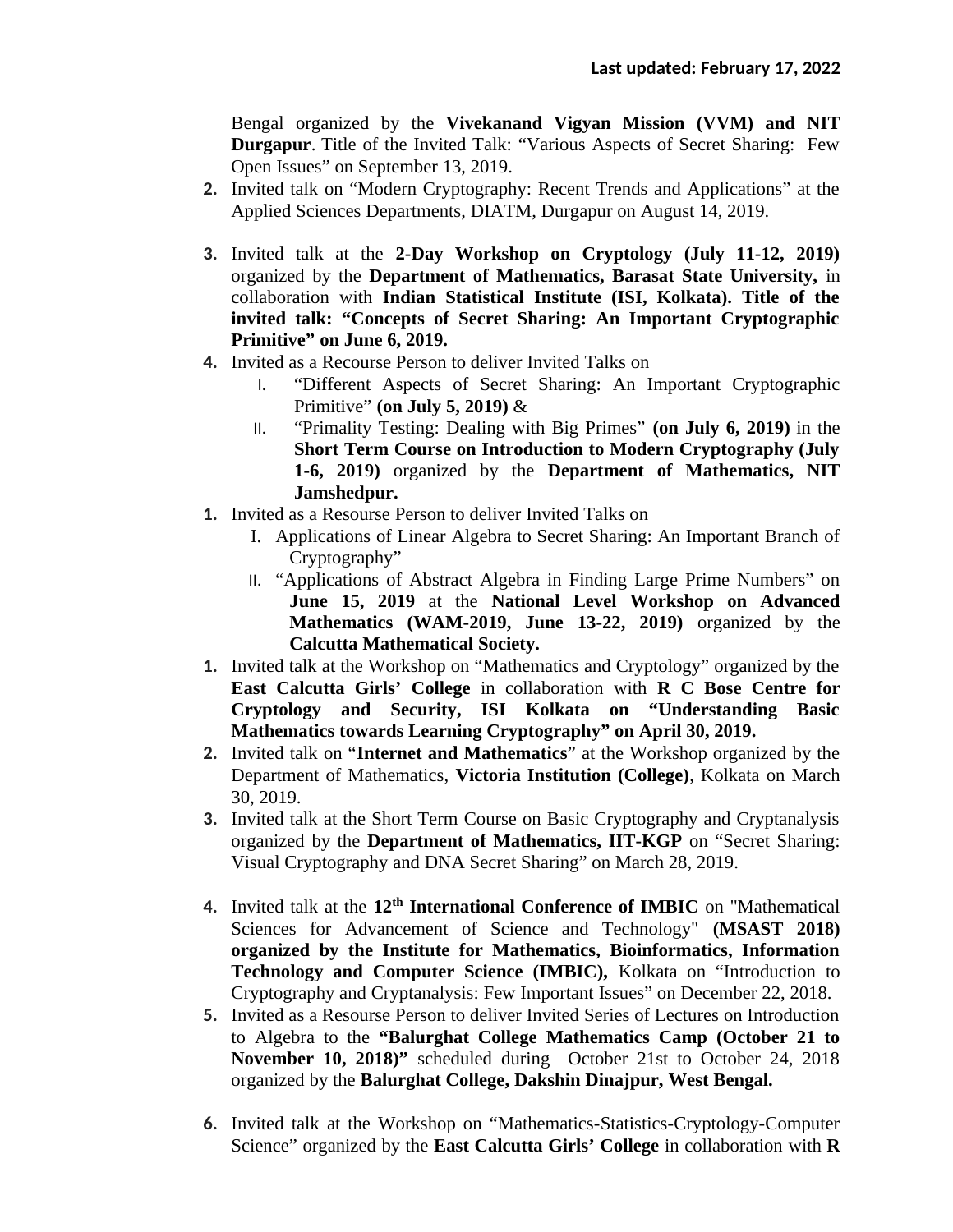Bengal organized by the **Vivekanand Vigyan Mission (VVM) and NIT Durgapur**. Title of the Invited Talk: "Various Aspects of Secret Sharing: Few Open Issues" on September 13, 2019.

2. Invited talk on "Modern Cryptography: Recent Trends and Applications" at the Applied Sciences Departments, DIATM, Durgapur on August 14, 2019.

3. Invited talk at the **2-Day Workshop on Cryptology (July 11-12, 2019)** organized by the **Department of Mathematics, Barasat State University,** in collaboration with **Indian Statistical Institute (ISI, Kolkata). Title of the invited talk: "Concepts of Secret Sharing: An Important Cryptographic Primitive" on June 6, 2019.**
4. Invited as a Recourse Person to deliver Invited Talks on
   I. "Different Aspects of Secret Sharing: An Important Cryptographic Primitive" **(on July 5, 2019)** &
   II. "Primality Testing: Dealing with Big Primes" **(on July 6, 2019)** in the **Short Term Course on Introduction to Modern Cryptography (July 1-6, 2019)** organized by the **Department of Mathematics, NIT Jamshedpur.**

1. Invited as a Resourse Person to deliver Invited Talks on
   I. Applications of Linear Algebra to Secret Sharing: An Important Branch of Cryptography"
   II. "Applications of Abstract Algebra in Finding Large Prime Numbers" on **June 15, 2019** at the **National Level Workshop on Advanced Mathematics (WAM-2019, June 13-22, 2019)** organized by the **Calcutta Mathematical Society.**

1. Invited talk at the Workshop on "Mathematics and Cryptology" organized by the **East Calcutta Girls' College** in collaboration with **R C Bose Centre for Cryptology and Security, ISI Kolkata on "Understanding Basic Mathematics towards Learning Cryptography" on April 30, 2019.**
2. Invited talk on "**Internet and Mathematics**" at the Workshop organized by the Department of Mathematics, **Victoria Institution (College)**, Kolkata on March 30, 2019.
3. Invited talk at the Short Term Course on Basic Cryptography and Cryptanalysis organized by the **Department of Mathematics, IIT-KGP** on "Secret Sharing: Visual Cryptography and DNA Secret Sharing" on March 28, 2019.

4. Invited talk at the **12th International Conference of IMBIC** on "Mathematical Sciences for Advancement of Science and Technology" **(MSAST 2018) organized by the Institute for Mathematics, Bioinformatics, Information Technology and Computer Science (IMBIC),** Kolkata on "Introduction to Cryptography and Cryptanalysis: Few Important Issues" on December 22, 2018.
5. Invited as a Resourse Person to deliver Invited Series of Lectures on Introduction to Algebra to the **"Balurghat College Mathematics Camp (October 21 to November 10, 2018)"** scheduled during October 21st to October 24, 2018 organized by the **Balurghat College, Dakshin Dinajpur, West Bengal.**

6. Invited talk at the Workshop on "Mathematics-Statistics-Cryptology-Computer Science" organized by the **East Calcutta Girls' College** in collaboration with **R**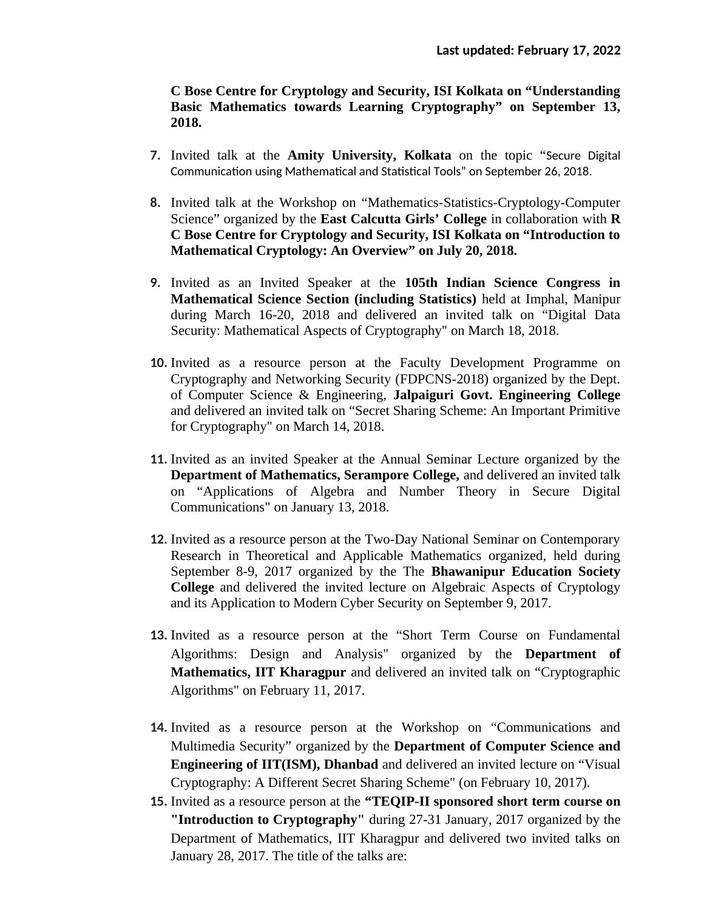**C Bose Centre for Cryptology and Security, ISI Kolkata on "Understanding Basic Mathematics towards Learning Cryptography" on September 13, 2018.**

7. Invited talk at the **Amity University, Kolkata** on the topic "Secure Digital Communication using Mathematical and Statistical Tools" on September 26, 2018.

8. Invited talk at the Workshop on "Mathematics-Statistics-Cryptology-Computer Science" organized by the **East Calcutta Girls' College** in collaboration with **R C Bose Centre for Cryptology and Security, ISI Kolkata on "Introduction to Mathematical Cryptology: An Overview" on July 20, 2018.**

9. Invited as an Invited Speaker at the **105th Indian Science Congress in Mathematical Science Section (including Statistics)** held at Imphal, Manipur during March 16-20, 2018 and delivered an invited talk on "Digital Data Security: Mathematical Aspects of Cryptography" on March 18, 2018.

10. Invited as a resource person at the Faculty Development Programme on Cryptography and Networking Security (FDPCNS-2018) organized by the Dept. of Computer Science & Engineering, **Jalpaiguri Govt. Engineering College** and delivered an invited talk on "Secret Sharing Scheme: An Important Primitive for Cryptography" on March 14, 2018.

11. Invited as an invited Speaker at the Annual Seminar Lecture organized by the **Department of Mathematics, Serampore College,** and delivered an invited talk on "Applications of Algebra and Number Theory in Secure Digital Communications" on January 13, 2018.

12. Invited as a resource person at the Two-Day National Seminar on Contemporary Research in Theoretical and Applicable Mathematics organized, held during September 8-9, 2017 organized by the The **Bhawanipur Education Society College** and delivered the invited lecture on Algebraic Aspects of Cryptology and its Application to Modern Cyber Security on September 9, 2017.

13. Invited as a resource person at the "Short Term Course on Fundamental Algorithms: Design and Analysis" organized by the **Department of Mathematics, IIT Kharagpur** and delivered an invited talk on "Cryptographic Algorithms" on February 11, 2017.

14. Invited as a resource person at the Workshop on "Communications and Multimedia Security" organized by the **Department of Computer Science and Engineering of IIT(ISM), Dhanbad** and delivered an invited lecture on "Visual Cryptography: A Different Secret Sharing Scheme" (on February 10, 2017).

15. Invited as a resource person at the **"TEQIP-II sponsored short term course on "Introduction to Cryptography"** during 27-31 January, 2017 organized by the Department of Mathematics, IIT Kharagpur and delivered two invited talks on January 28, 2017. The title of the talks are: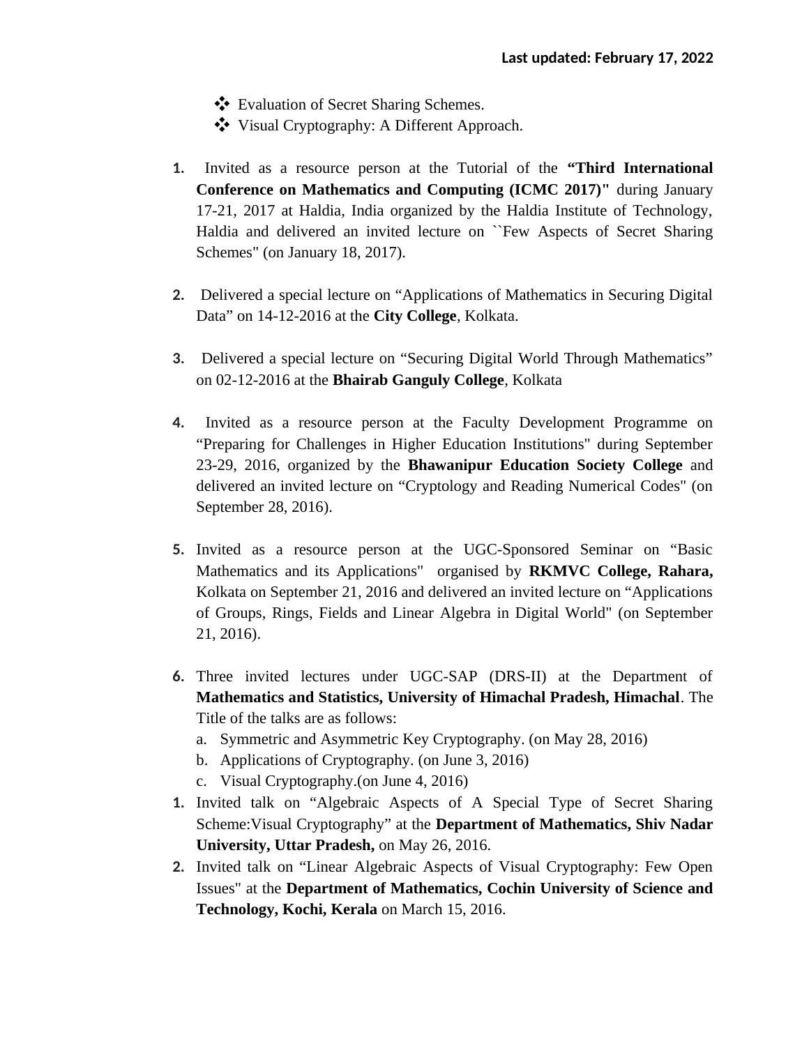Last updated: February 17, 2022

- Evaluation of Secret Sharing Schemes.
- Visual Cryptography: A Different Approach.

1. Invited as a resource person at the Tutorial of the **"Third International Conference on Mathematics and Computing (ICMC 2017)"** during January 17-21, 2017 at Haldia, India organized by the Haldia Institute of Technology, Haldia and delivered an invited lecture on ``Few Aspects of Secret Sharing Schemes" (on January 18, 2017).

2. Delivered a special lecture on "Applications of Mathematics in Securing Digital Data" on 14-12-2016 at the **City College**, Kolkata.

3. Delivered a special lecture on "Securing Digital World Through Mathematics" on 02-12-2016 at the **Bhairab Ganguly College**, Kolkata

4. Invited as a resource person at the Faculty Development Programme on "Preparing for Challenges in Higher Education Institutions" during September 23-29, 2016, organized by the **Bhawanipur Education Society College** and delivered an invited lecture on "Cryptology and Reading Numerical Codes" (on September 28, 2016).

5. Invited as a resource person at the UGC-Sponsored Seminar on "Basic Mathematics and its Applications" organised by **RKMVC College, Rahara,** Kolkata on September 21, 2016 and delivered an invited lecture on "Applications of Groups, Rings, Fields and Linear Algebra in Digital World" (on September 21, 2016).

6. Three invited lectures under UGC-SAP (DRS-II) at the Department of **Mathematics and Statistics, University of Himachal Pradesh, Himachal**. The Title of the talks are as follows:
   a. Symmetric and Asymmetric Key Cryptography. (on May 28, 2016)
   b. Applications of Cryptography. (on June 3, 2016)
   c. Visual Cryptography.(on June 4, 2016)

1. Invited talk on "Algebraic Aspects of A Special Type of Secret Sharing Scheme:Visual Cryptography" at the **Department of Mathematics, Shiv Nadar University, Uttar Pradesh,** on May 26, 2016.
2. Invited talk on "Linear Algebraic Aspects of Visual Cryptography: Few Open Issues" at the **Department of Mathematics, Cochin University of Science and Technology, Kochi, Kerala** on March 15, 2016.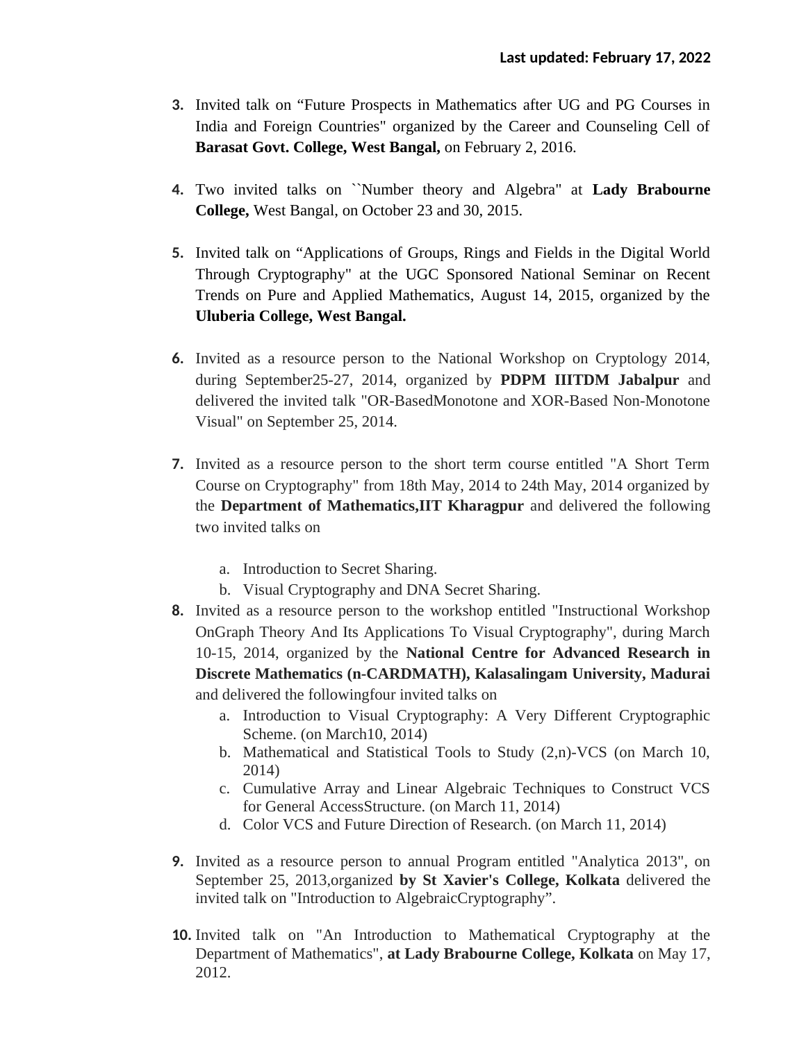**Last updated: February 17, 2022**

3. Invited talk on "Future Prospects in Mathematics after UG and PG Courses in India and Foreign Countries" organized by the Career and Counseling Cell of **Barasat Govt. College, West Bangal,** on February 2, 2016.

4. Two invited talks on ``Number theory and Algebra" at **Lady Brabourne College,** West Bangal, on October 23 and 30, 2015.

5. Invited talk on "Applications of Groups, Rings and Fields in the Digital World Through Cryptography" at the UGC Sponsored National Seminar on Recent Trends on Pure and Applied Mathematics, August 14, 2015, organized by the **Uluberia College, West Bangal.**

6. Invited as a resource person to the National Workshop on Cryptology 2014, during September25-27, 2014, organized by **PDPM IIITDM Jabalpur** and delivered the invited talk "OR-BasedMonotone and XOR-Based Non-Monotone Visual" on September 25, 2014.

7. Invited as a resource person to the short term course entitled "A Short Term Course on Cryptography" from 18th May, 2014 to 24th May, 2014 organized by the **Department of Mathematics,IIT Kharagpur** and delivered the following two invited talks on

    a. Introduction to Secret Sharing.
    b. Visual Cryptography and DNA Secret Sharing.

8. Invited as a resource person to the workshop entitled "Instructional Workshop OnGraph Theory And Its Applications To Visual Cryptography", during March 10-15, 2014, organized by the **National Centre for Advanced Research in Discrete Mathematics (n-CARDMATH), Kalasalingam University, Madurai** and delivered the followingfour invited talks on
    a. Introduction to Visual Cryptography: A Very Different Cryptographic Scheme. (on March10, 2014)
    b. Mathematical and Statistical Tools to Study (2,n)-VCS (on March 10, 2014)
    c. Cumulative Array and Linear Algebraic Techniques to Construct VCS for General AccessStructure. (on March 11, 2014)
    d. Color VCS and Future Direction of Research. (on March 11, 2014)

9. Invited as a resource person to annual Program entitled "Analytica 2013", on September 25, 2013,organized **by St Xavier's College, Kolkata** delivered the invited talk on "Introduction to AlgebraicCryptography".

10. Invited talk on "An Introduction to Mathematical Cryptography at the Department of Mathematics", **at Lady Brabourne College, Kolkata** on May 17, 2012.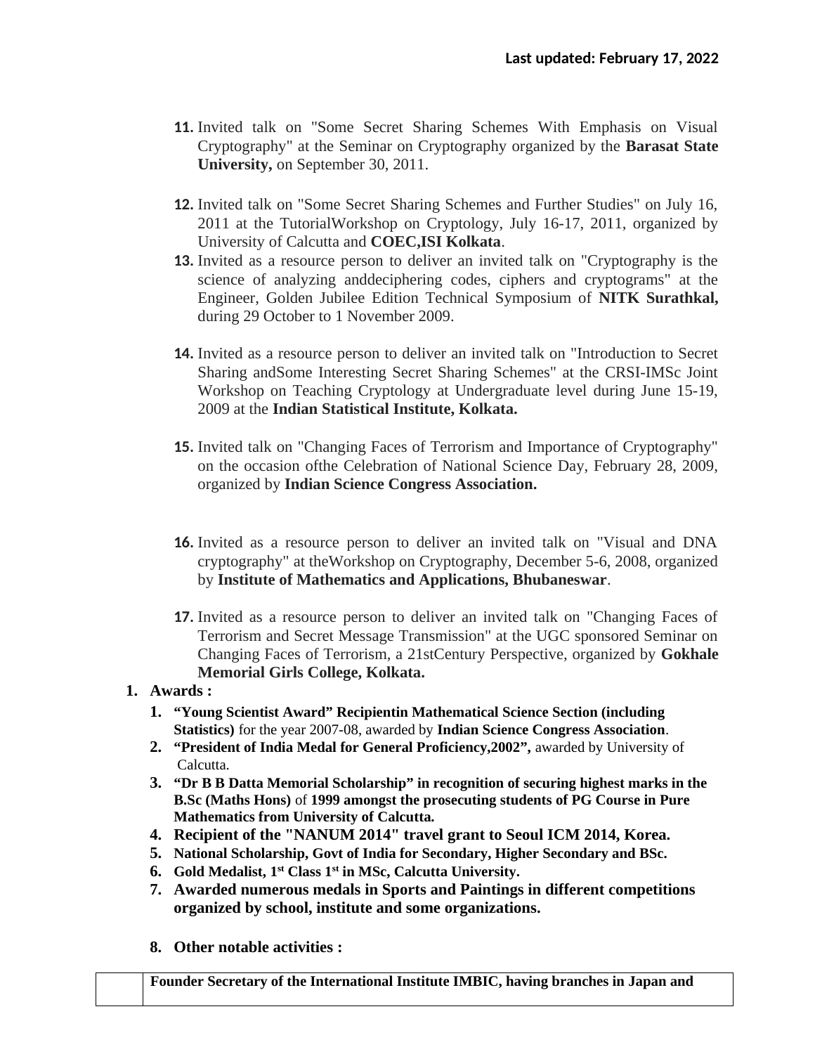11. Invited talk on "Some Secret Sharing Schemes With Emphasis on Visual Cryptography" at the Seminar on Cryptography organized by the **Barasat State University,** on September 30, 2011.

12. Invited talk on "Some Secret Sharing Schemes and Further Studies" on July 16, 2011 at the TutorialWorkshop on Cryptology, July 16-17, 2011, organized by University of Calcutta and **COEC,ISI Kolkata**.
13. Invited as a resource person to deliver an invited talk on "Cryptography is the science of analyzing anddeciphering codes, ciphers and cryptograms" at the Engineer, Golden Jubilee Edition Technical Symposium of **NITK Surathkal,** during 29 October to 1 November 2009.

14. Invited as a resource person to deliver an invited talk on "Introduction to Secret Sharing andSome Interesting Secret Sharing Schemes" at the CRSI-IMSc Joint Workshop on Teaching Cryptology at Undergraduate level during June 15-19, 2009 at the **Indian Statistical Institute, Kolkata.**

15. Invited talk on "Changing Faces of Terrorism and Importance of Cryptography" on the occasion ofthe Celebration of National Science Day, February 28, 2009, organized by **Indian Science Congress Association.**

16. Invited as a resource person to deliver an invited talk on "Visual and DNA cryptography" at theWorkshop on Cryptography, December 5-6, 2008, organized by **Institute of Mathematics and Applications, Bhubaneswar**.

17. Invited as a resource person to deliver an invited talk on "Changing Faces of Terrorism and Secret Message Transmission" at the UGC sponsored Seminar on Changing Faces of Terrorism, a 21stCentury Perspective, organized by **Gokhale Memorial Girls College, Kolkata.**

1. **Awards :**
    1. **"Young Scientist Award" Recipientin Mathematical Science Section (including Statistics)** for the year 2007-08, awarded by **Indian Science Congress Association**.
    2. **"President of India Medal for General Proficiency,2002",** awarded by University of Calcutta.
    3. **"Dr B B Datta Memorial Scholarship" in recognition of securing highest marks in the B.Sc (Maths Hons)** of **1999 amongst the prosecuting students of PG Course in Pure Mathematics from University of Calcutta.**
    4. **Recipient of the "NANUM 2014" travel grant to Seoul ICM 2014, Korea.**
    5. **National Scholarship, Govt of India for Secondary, Higher Secondary and BSc.**
    6. **Gold Medalist, 1st Class 1st in MSc, Calcutta University.**
    7. **Awarded numerous medals in Sports and Paintings in different competitions organized by school, institute and some organizations.**

    8. **Other notable activities :**

| | **Founder Secretary of the International Institute IMBIC, having branches in Japan and** |
|---|---|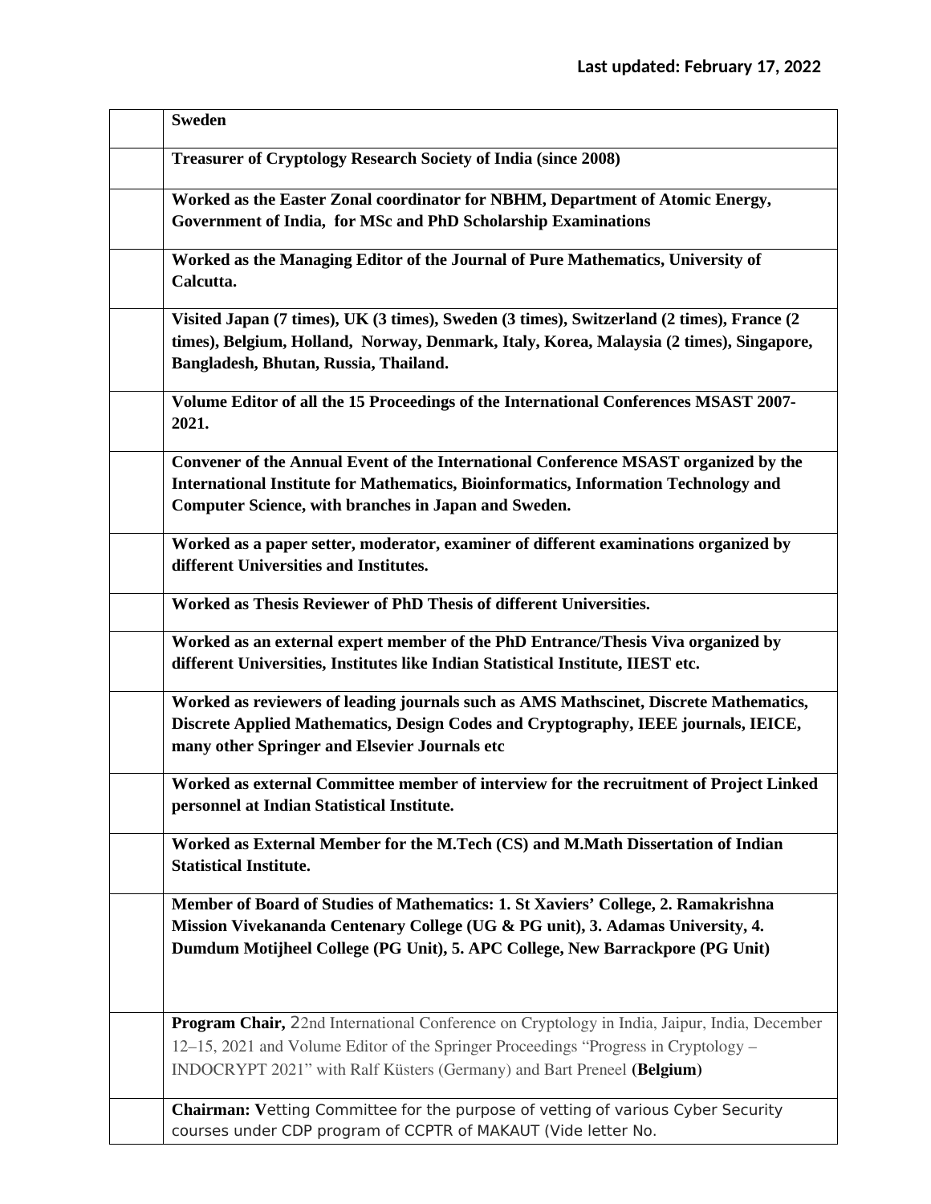**Last updated: February 17, 2022**

| | |
|---|---|
| | **Sweden** |
| | **Treasurer of Cryptology Research Society of India (since 2008)** |
| | **Worked as the Easter Zonal coordinator for NBHM, Department of Atomic Energy, Government of India, for MSc and PhD Scholarship Examinations** |
| | **Worked as the Managing Editor of the Journal of Pure Mathematics, University of Calcutta.** |
| | **Visited Japan (7 times), UK (3 times), Sweden (3 times), Switzerland (2 times), France (2 times), Belgium, Holland, Norway, Denmark, Italy, Korea, Malaysia (2 times), Singapore, Bangladesh, Bhutan, Russia, Thailand.** |
| | **Volume Editor of all the 15 Proceedings of the International Conferences MSAST 2007-2021.** |
| | **Convener of the Annual Event of the International Conference MSAST organized by the International Institute for Mathematics, Bioinformatics, Information Technology and Computer Science, with branches in Japan and Sweden.** |
| | **Worked as a paper setter, moderator, examiner of different examinations organized by different Universities and Institutes.** |
| | **Worked as Thesis Reviewer of PhD Thesis of different Universities.** |
| | **Worked as an external expert member of the PhD Entrance/Thesis Viva organized by different Universities, Institutes like Indian Statistical Institute, IIEST etc.** |
| | **Worked as reviewers of leading journals such as AMS Mathscinet, Discrete Mathematics, Discrete Applied Mathematics, Design Codes and Cryptography, IEEE journals, IEICE, many other Springer and Elsevier Journals etc** |
| | **Worked as external Committee member of interview for the recruitment of Project Linked personnel at Indian Statistical Institute.** |
| | **Worked as External Member for the M.Tech (CS) and M.Math Dissertation of Indian Statistical Institute.** |
| | **Member of Board of Studies of Mathematics: 1. St Xaviers' College, 2. Ramakrishna Mission Vivekananda Centenary College (UG & PG unit), 3. Adamas University, 4. Dumdum Motijheel College (PG Unit), 5. APC College, New Barrackpore (PG Unit)** |
| | **Program Chair,** 22nd International Conference on Cryptology in India, Jaipur, India, December 12–15, 2021 and Volume Editor of the Springer Proceedings "Progress in Cryptology – INDOCRYPT 2021" with Ralf Küsters (Germany) and Bart Preneel **(Belgium)** |
| | **Chairman: V**etting Committee for the purpose of vetting of various Cyber Security courses under CDP program of CCPTR of MAKAUT (Vide letter No. |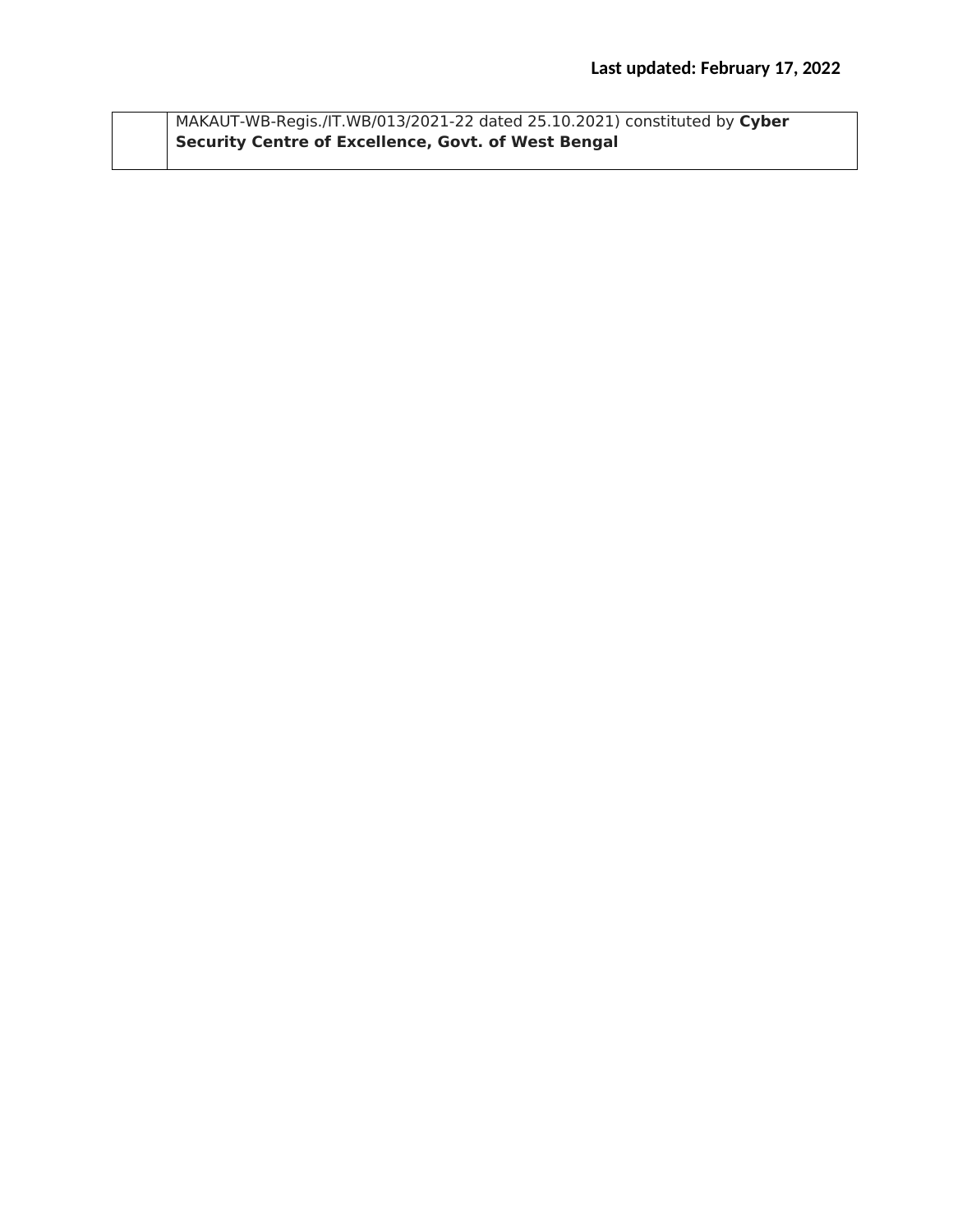| | |
|---|---|
| | MAKAUT-WB-Regis./IT.WB/013/2021-22 dated 25.10.2021) constituted by **Cyber Security Centre of Excellence, Govt. of West Bengal** |